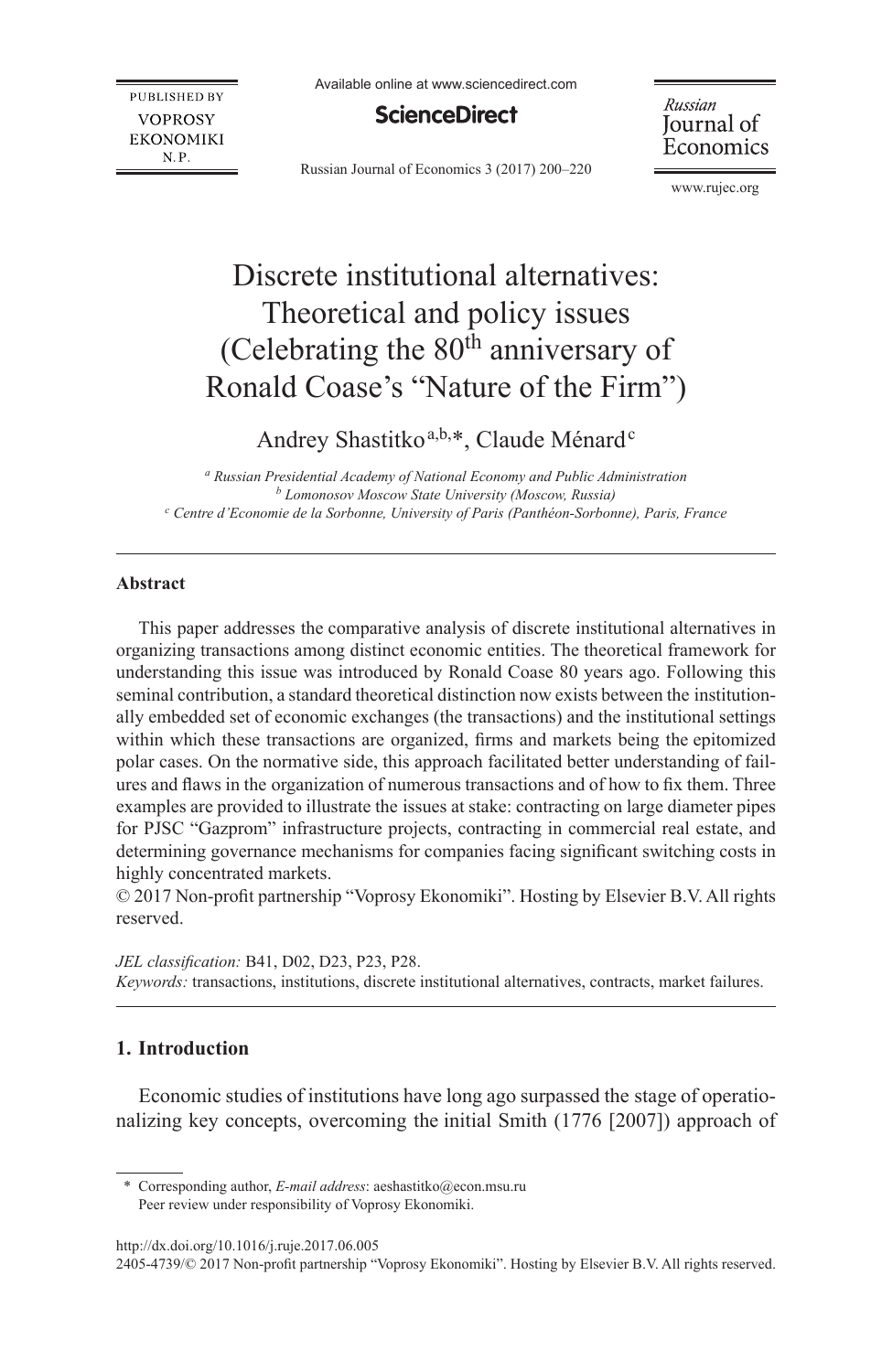# Discrete institutional alternatives: Theoretical and policy issues (Celebrating the 80th anniversary of Ronald Coase's "Nature of the Firm")

Andrey Shastitko[a,b,*], Claude Ménard[c]

[a] *Russian Presidential Academy of National Economy and Public Administration*
[b] *Lomonosov Moscow State University (Moscow, Russia)*
[c] *Centre d'Economie de la Sorbonne, University of Paris (Panthéon-Sorbonne), Paris, France*

---

**Abstract**

This paper addresses the comparative analysis of discrete institutional alternatives in organizing transactions among distinct economic entities. The theoretical framework for understanding this issue was introduced by Ronald Coase 80 years ago. Following this seminal contribution, a standard theoretical distinction now exists between the institutionally embedded set of economic exchanges (the transactions) and the institutional settings within which these transactions are organized, firms and markets being the epitomized polar cases. On the normative side, this approach facilitated better understanding of failures and flaws in the organization of numerous transactions and of how to fix them. Three examples are provided to illustrate the issues at stake: contracting on large diameter pipes for PJSC "Gazprom" infrastructure projects, contracting in commercial real estate, and determining governance mechanisms for companies facing significant switching costs in highly concentrated markets.

© 2017 Non-profit partnership "Voprosy Ekonomiki". Hosting by Elsevier B.V. All rights reserved.

*JEL classification:* B41, D02, D23, P23, P28.
*Keywords:* transactions, institutions, discrete institutional alternatives, contracts, market failures.

---

## 1. Introduction

Economic studies of institutions have long ago surpassed the stage of operationalizing key concepts, overcoming the initial Smith (1776 [2007]) approach of

---

\* Corresponding author, *E-mail address*: aeshastitko@econ.msu.ru
Peer review under responsibility of Voprosy Ekonomiki.

http://dx.doi.org/10.1016/j.ruje.2017.06.005
2405-4739/© 2017 Non-profit partnership "Voprosy Ekonomiki". Hosting by Elsevier B.V. All rights reserved.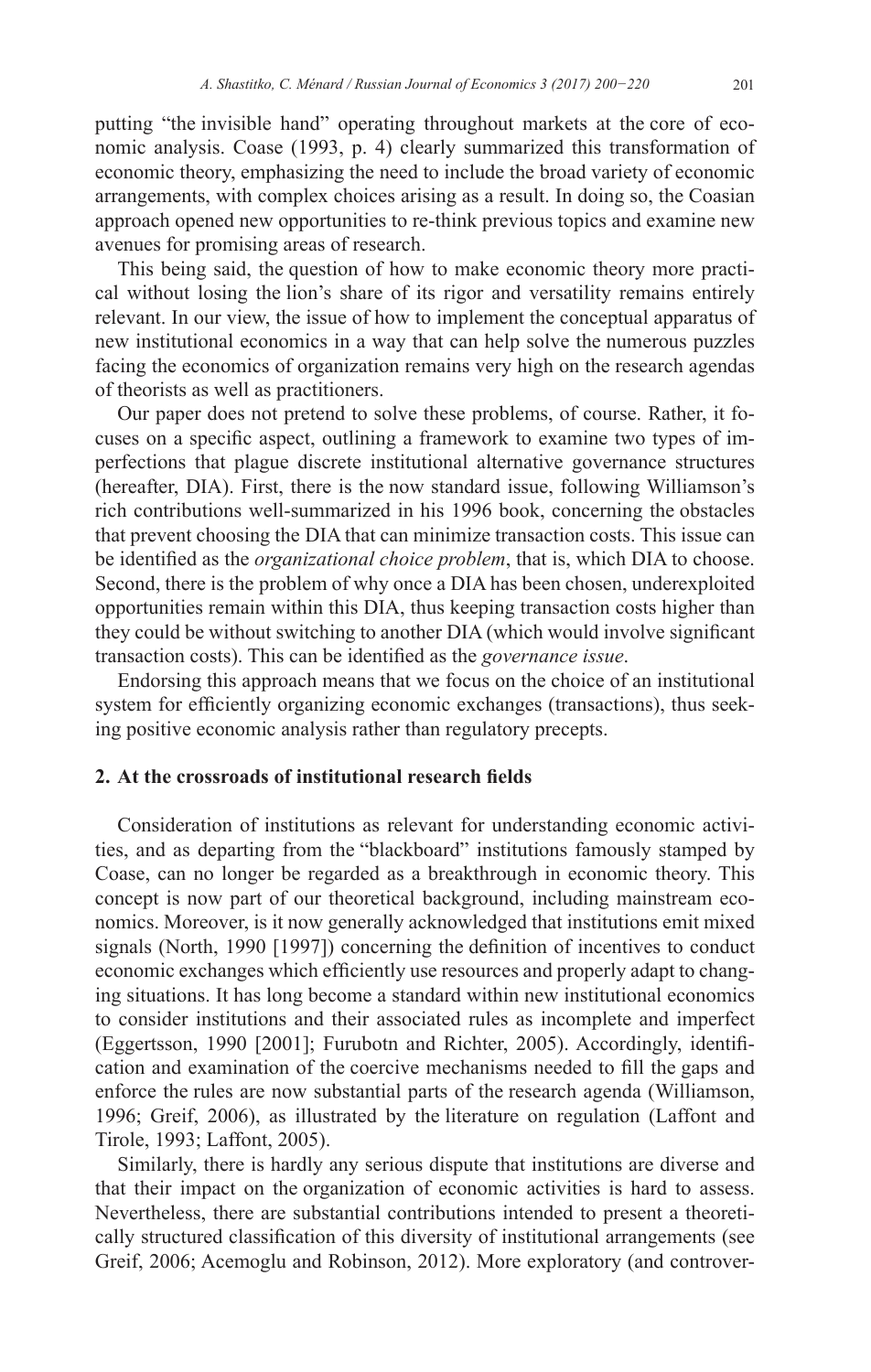putting "the invisible hand" operating throughout markets at the core of economic analysis. Coase (1993, p. 4) clearly summarized this transformation of economic theory, emphasizing the need to include the broad variety of economic arrangements, with complex choices arising as a result. In doing so, the Coasian approach opened new opportunities to re-think previous topics and examine new avenues for promising areas of research.

This being said, the question of how to make economic theory more practical without losing the lion's share of its rigor and versatility remains entirely relevant. In our view, the issue of how to implement the conceptual apparatus of new institutional economics in a way that can help solve the numerous puzzles facing the economics of organization remains very high on the research agendas of theorists as well as practitioners.

Our paper does not pretend to solve these problems, of course. Rather, it focuses on a specific aspect, outlining a framework to examine two types of imperfections that plague discrete institutional alternative governance structures (hereafter, DIA). First, there is the now standard issue, following Williamson's rich contributions well-summarized in his 1996 book, concerning the obstacles that prevent choosing the DIA that can minimize transaction costs. This issue can be identified as the *organizational choice problem*, that is, which DIA to choose. Second, there is the problem of why once a DIA has been chosen, underexploited opportunities remain within this DIA, thus keeping transaction costs higher than they could be without switching to another DIA (which would involve significant transaction costs). This can be identified as the *governance issue*.

Endorsing this approach means that we focus on the choice of an institutional system for efficiently organizing economic exchanges (transactions), thus seeking positive economic analysis rather than regulatory precepts.

## 2. At the crossroads of institutional research fields

Consideration of institutions as relevant for understanding economic activities, and as departing from the "blackboard" institutions famously stamped by Coase, can no longer be regarded as a breakthrough in economic theory. This concept is now part of our theoretical background, including mainstream economics. Moreover, is it now generally acknowledged that institutions emit mixed signals (North, 1990 [1997]) concerning the definition of incentives to conduct economic exchanges which efficiently use resources and properly adapt to changing situations. It has long become a standard within new institutional economics to consider institutions and their associated rules as incomplete and imperfect (Eggertsson, 1990 [2001]; Furubotn and Richter, 2005). Accordingly, identification and examination of the coercive mechanisms needed to fill the gaps and enforce the rules are now substantial parts of the research agenda (Williamson, 1996; Greif, 2006), as illustrated by the literature on regulation (Laffont and Tirole, 1993; Laffont, 2005).

Similarly, there is hardly any serious dispute that institutions are diverse and that their impact on the organization of economic activities is hard to assess. Nevertheless, there are substantial contributions intended to present a theoretically structured classification of this diversity of institutional arrangements (see Greif, 2006; Acemoglu and Robinson, 2012). More exploratory (and controver-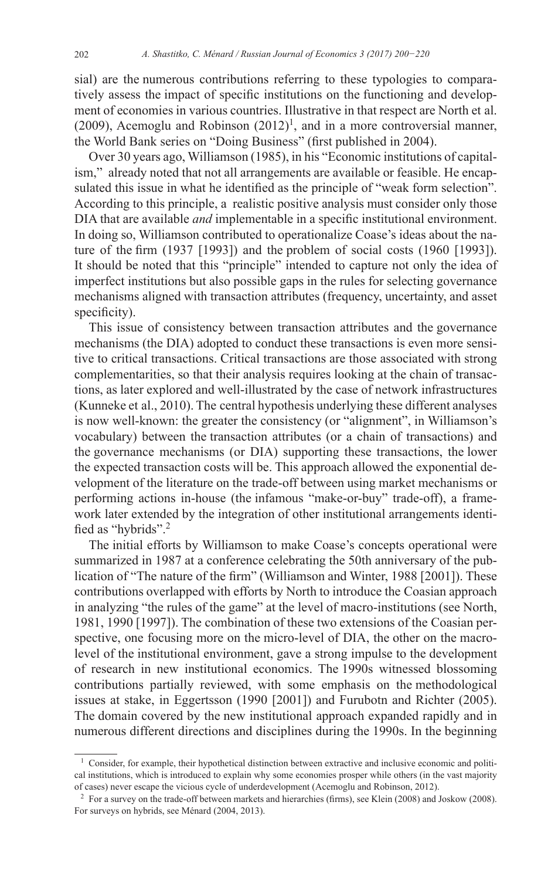sial) are the numerous contributions referring to these typologies to comparatively assess the impact of specific institutions on the functioning and development of economies in various countries. Illustrative in that respect are North et al. (2009), Acemoglu and Robinson (2012)[1], and in a more controversial manner, the World Bank series on "Doing Business" (first published in 2004).

Over 30 years ago, Williamson (1985), in his "Economic institutions of capitalism," already noted that not all arrangements are available or feasible. He encapsulated this issue in what he identified as the principle of "weak form selection". According to this principle, a realistic positive analysis must consider only those DIA that are available *and* implementable in a specific institutional environment. In doing so, Williamson contributed to operationalize Coase's ideas about the nature of the firm (1937 [1993]) and the problem of social costs (1960 [1993]). It should be noted that this "principle" intended to capture not only the idea of imperfect institutions but also possible gaps in the rules for selecting governance mechanisms aligned with transaction attributes (frequency, uncertainty, and asset specificity).

This issue of consistency between transaction attributes and the governance mechanisms (the DIA) adopted to conduct these transactions is even more sensitive to critical transactions. Critical transactions are those associated with strong complementarities, so that their analysis requires looking at the chain of transactions, as later explored and well-illustrated by the case of network infrastructures (Kunneke et al., 2010). The central hypothesis underlying these different analyses is now well-known: the greater the consistency (or "alignment", in Williamson's vocabulary) between the transaction attributes (or a chain of transactions) and the governance mechanisms (or DIA) supporting these transactions, the lower the expected transaction costs will be. This approach allowed the exponential development of the literature on the trade-off between using market mechanisms or performing actions in-house (the infamous "make-or-buy" trade-off), a framework later extended by the integration of other institutional arrangements identified as "hybrids".[2]

The initial efforts by Williamson to make Coase's concepts operational were summarized in 1987 at a conference celebrating the 50th anniversary of the publication of "The nature of the firm" (Williamson and Winter, 1988 [2001]). These contributions overlapped with efforts by North to introduce the Coasian approach in analyzing "the rules of the game" at the level of macro-institutions (see North, 1981, 1990 [1997]). The combination of these two extensions of the Coasian perspective, one focusing more on the micro-level of DIA, the other on the macro-level of the institutional environment, gave a strong impulse to the development of research in new institutional economics. The 1990s witnessed blossoming contributions partially reviewed, with some emphasis on the methodological issues at stake, in Eggertsson (1990 [2001]) and Furubotn and Richter (2005). The domain covered by the new institutional approach expanded rapidly and in numerous different directions and disciplines during the 1990s. In the beginning

---

[1] Consider, for example, their hypothetical distinction between extractive and inclusive economic and political institutions, which is introduced to explain why some economies prosper while others (in the vast majority of cases) never escape the vicious cycle of underdevelopment (Acemoglu and Robinson, 2012).

[2] For a survey on the trade-off between markets and hierarchies (firms), see Klein (2008) and Joskow (2008). For surveys on hybrids, see Ménard (2004, 2013).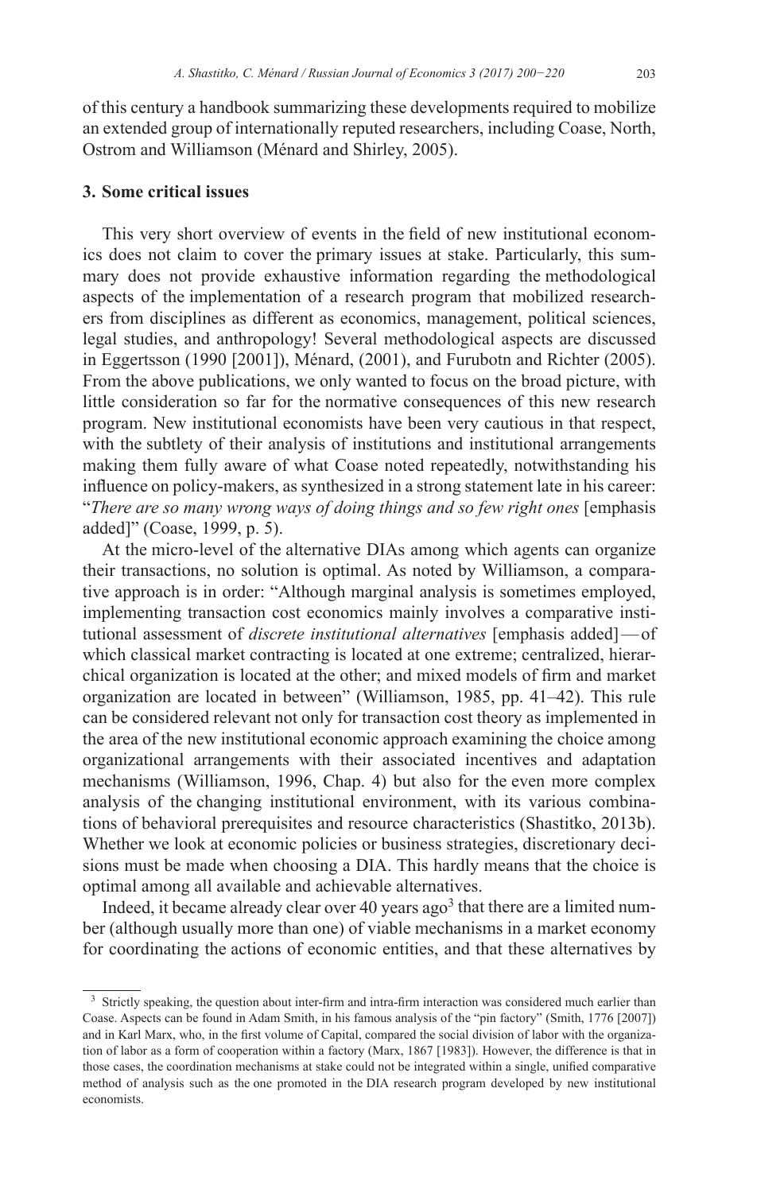of this century a handbook summarizing these developments required to mobilize an extended group of internationally reputed researchers, including Coase, North, Ostrom and Williamson (Ménard and Shirley, 2005).

## 3. Some critical issues

This very short overview of events in the field of new institutional economics does not claim to cover the primary issues at stake. Particularly, this summary does not provide exhaustive information regarding the methodological aspects of the implementation of a research program that mobilized researchers from disciplines as different as economics, management, political sciences, legal studies, and anthropology! Several methodological aspects are discussed in Eggertsson (1990 [2001]), Ménard, (2001), and Furubotn and Richter (2005). From the above publications, we only wanted to focus on the broad picture, with little consideration so far for the normative consequences of this new research program. New institutional economists have been very cautious in that respect, with the subtlety of their analysis of institutions and institutional arrangements making them fully aware of what Coase noted repeatedly, notwithstanding his influence on policy-makers, as synthesized in a strong statement late in his career: "*There are so many wrong ways of doing things and so few right ones* [emphasis added]" (Coase, 1999, p. 5).

At the micro-level of the alternative DIAs among which agents can organize their transactions, no solution is optimal. As noted by Williamson, a comparative approach is in order: "Although marginal analysis is sometimes employed, implementing transaction cost economics mainly involves a comparative institutional assessment of *discrete institutional alternatives* [emphasis added] — of which classical market contracting is located at one extreme; centralized, hierarchical organization is located at the other; and mixed models of firm and market organization are located in between" (Williamson, 1985, pp. 41–42). This rule can be considered relevant not only for transaction cost theory as implemented in the area of the new institutional economic approach examining the choice among organizational arrangements with their associated incentives and adaptation mechanisms (Williamson, 1996, Chap. 4) but also for the even more complex analysis of the changing institutional environment, with its various combinations of behavioral prerequisites and resource characteristics (Shastitko, 2013b). Whether we look at economic policies or business strategies, discretionary decisions must be made when choosing a DIA. This hardly means that the choice is optimal among all available and achievable alternatives.

Indeed, it became already clear over 40 years ago[3] that there are a limited number (although usually more than one) of viable mechanisms in a market economy for coordinating the actions of economic entities, and that these alternatives by

[3] Strictly speaking, the question about inter-firm and intra-firm interaction was considered much earlier than Coase. Aspects can be found in Adam Smith, in his famous analysis of the "pin factory" (Smith, 1776 [2007]) and in Karl Marx, who, in the first volume of Capital, compared the social division of labor with the organization of labor as a form of cooperation within a factory (Marx, 1867 [1983]). However, the difference is that in those cases, the coordination mechanisms at stake could not be integrated within a single, unified comparative method of analysis such as the one promoted in the DIA research program developed by new institutional economists.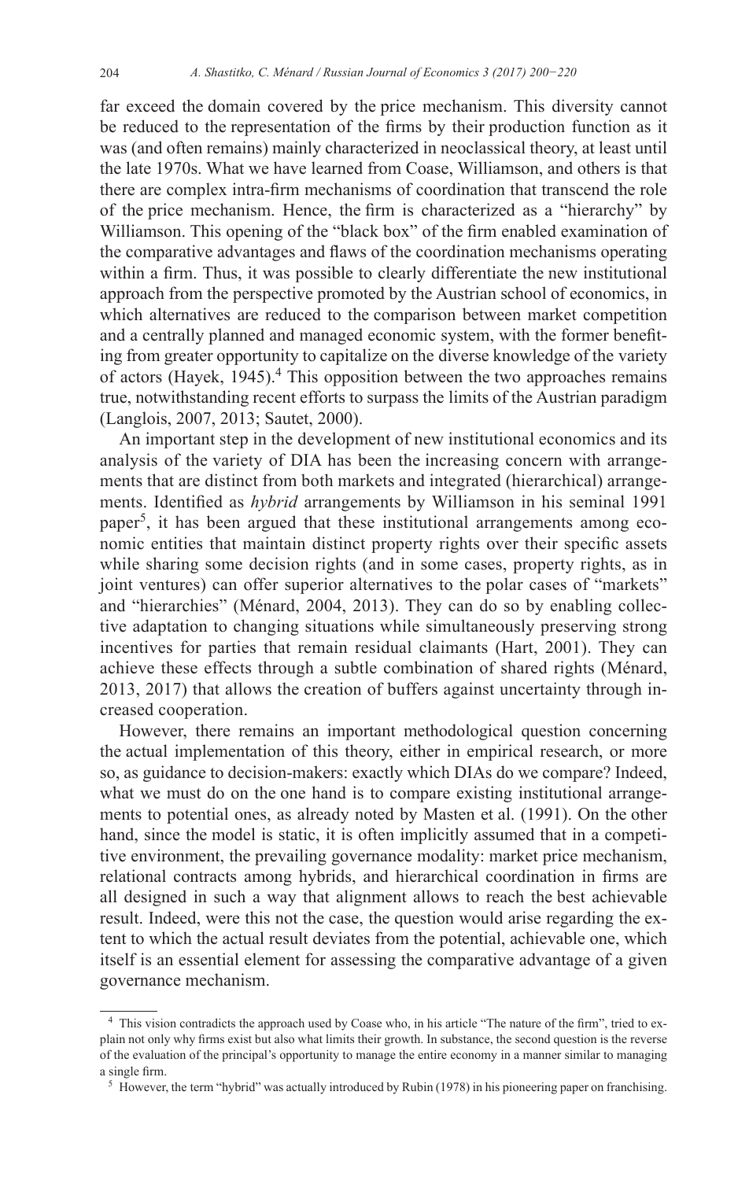far exceed the domain covered by the price mechanism. This diversity cannot be reduced to the representation of the firms by their production function as it was (and often remains) mainly characterized in neoclassical theory, at least until the late 1970s. What we have learned from Coase, Williamson, and others is that there are complex intra-firm mechanisms of coordination that transcend the role of the price mechanism. Hence, the firm is characterized as a "hierarchy" by Williamson. This opening of the "black box" of the firm enabled examination of the comparative advantages and flaws of the coordination mechanisms operating within a firm. Thus, it was possible to clearly differentiate the new institutional approach from the perspective promoted by the Austrian school of economics, in which alternatives are reduced to the comparison between market competition and a centrally planned and managed economic system, with the former benefiting from greater opportunity to capitalize on the diverse knowledge of the variety of actors (Hayek, 1945).[4] This opposition between the two approaches remains true, notwithstanding recent efforts to surpass the limits of the Austrian paradigm (Langlois, 2007, 2013; Sautet, 2000).

An important step in the development of new institutional economics and its analysis of the variety of DIA has been the increasing concern with arrangements that are distinct from both markets and integrated (hierarchical) arrangements. Identified as *hybrid* arrangements by Williamson in his seminal 1991 paper[5], it has been argued that these institutional arrangements among economic entities that maintain distinct property rights over their specific assets while sharing some decision rights (and in some cases, property rights, as in joint ventures) can offer superior alternatives to the polar cases of "markets" and "hierarchies" (Ménard, 2004, 2013). They can do so by enabling collective adaptation to changing situations while simultaneously preserving strong incentives for parties that remain residual claimants (Hart, 2001). They can achieve these effects through a subtle combination of shared rights (Ménard, 2013, 2017) that allows the creation of buffers against uncertainty through increased cooperation.

However, there remains an important methodological question concerning the actual implementation of this theory, either in empirical research, or more so, as guidance to decision-makers: exactly which DIAs do we compare? Indeed, what we must do on the one hand is to compare existing institutional arrangements to potential ones, as already noted by Masten et al. (1991). On the other hand, since the model is static, it is often implicitly assumed that in a competitive environment, the prevailing governance modality: market price mechanism, relational contracts among hybrids, and hierarchical coordination in firms are all designed in such a way that alignment allows to reach the best achievable result. Indeed, were this not the case, the question would arise regarding the extent to which the actual result deviates from the potential, achievable one, which itself is an essential element for assessing the comparative advantage of a given governance mechanism.

---

[4] This vision contradicts the approach used by Coase who, in his article "The nature of the firm", tried to explain not only why firms exist but also what limits their growth. In substance, the second question is the reverse of the evaluation of the principal's opportunity to manage the entire economy in a manner similar to managing a single firm.

[5] However, the term "hybrid" was actually introduced by Rubin (1978) in his pioneering paper on franchising.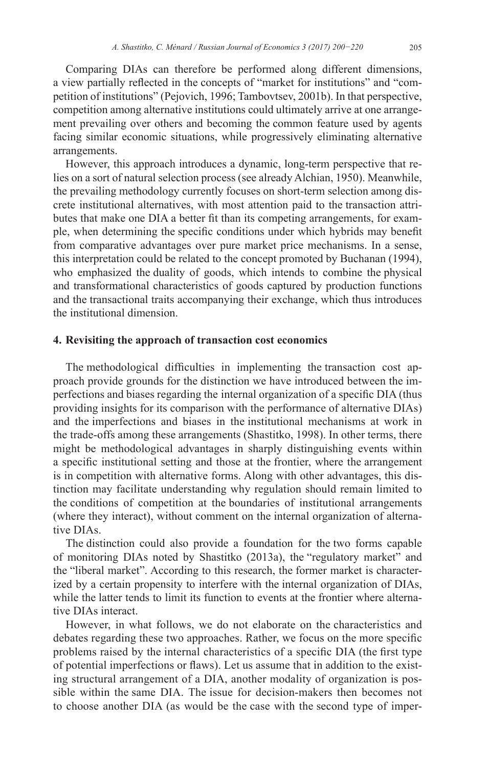Comparing DIAs can therefore be performed along different dimensions, a view partially reflected in the concepts of "market for institutions" and "competition of institutions" (Pejovich, 1996; Tambovtsev, 2001b). In that perspective, competition among alternative institutions could ultimately arrive at one arrangement prevailing over others and becoming the common feature used by agents facing similar economic situations, while progressively eliminating alternative arrangements.

However, this approach introduces a dynamic, long-term perspective that relies on a sort of natural selection process (see already Alchian, 1950). Meanwhile, the prevailing methodology currently focuses on short-term selection among discrete institutional alternatives, with most attention paid to the transaction attributes that make one DIA a better fit than its competing arrangements, for example, when determining the specific conditions under which hybrids may benefit from comparative advantages over pure market price mechanisms. In a sense, this interpretation could be related to the concept promoted by Buchanan (1994), who emphasized the duality of goods, which intends to combine the physical and transformational characteristics of goods captured by production functions and the transactional traits accompanying their exchange, which thus introduces the institutional dimension.

## 4. Revisiting the approach of transaction cost economics

The methodological difficulties in implementing the transaction cost approach provide grounds for the distinction we have introduced between the imperfections and biases regarding the internal organization of a specific DIA (thus providing insights for its comparison with the performance of alternative DIAs) and the imperfections and biases in the institutional mechanisms at work in the trade-offs among these arrangements (Shastitko, 1998). In other terms, there might be methodological advantages in sharply distinguishing events within a specific institutional setting and those at the frontier, where the arrangement is in competition with alternative forms. Along with other advantages, this distinction may facilitate understanding why regulation should remain limited to the conditions of competition at the boundaries of institutional arrangements (where they interact), without comment on the internal organization of alternative DIAs.

The distinction could also provide a foundation for the two forms capable of monitoring DIAs noted by Shastitko (2013a), the "regulatory market" and the "liberal market". According to this research, the former market is characterized by a certain propensity to interfere with the internal organization of DIAs, while the latter tends to limit its function to events at the frontier where alternative DIAs interact.

However, in what follows, we do not elaborate on the characteristics and debates regarding these two approaches. Rather, we focus on the more specific problems raised by the internal characteristics of a specific DIA (the first type of potential imperfections or flaws). Let us assume that in addition to the existing structural arrangement of a DIA, another modality of organization is possible within the same DIA. The issue for decision-makers then becomes not to choose another DIA (as would be the case with the second type of imper-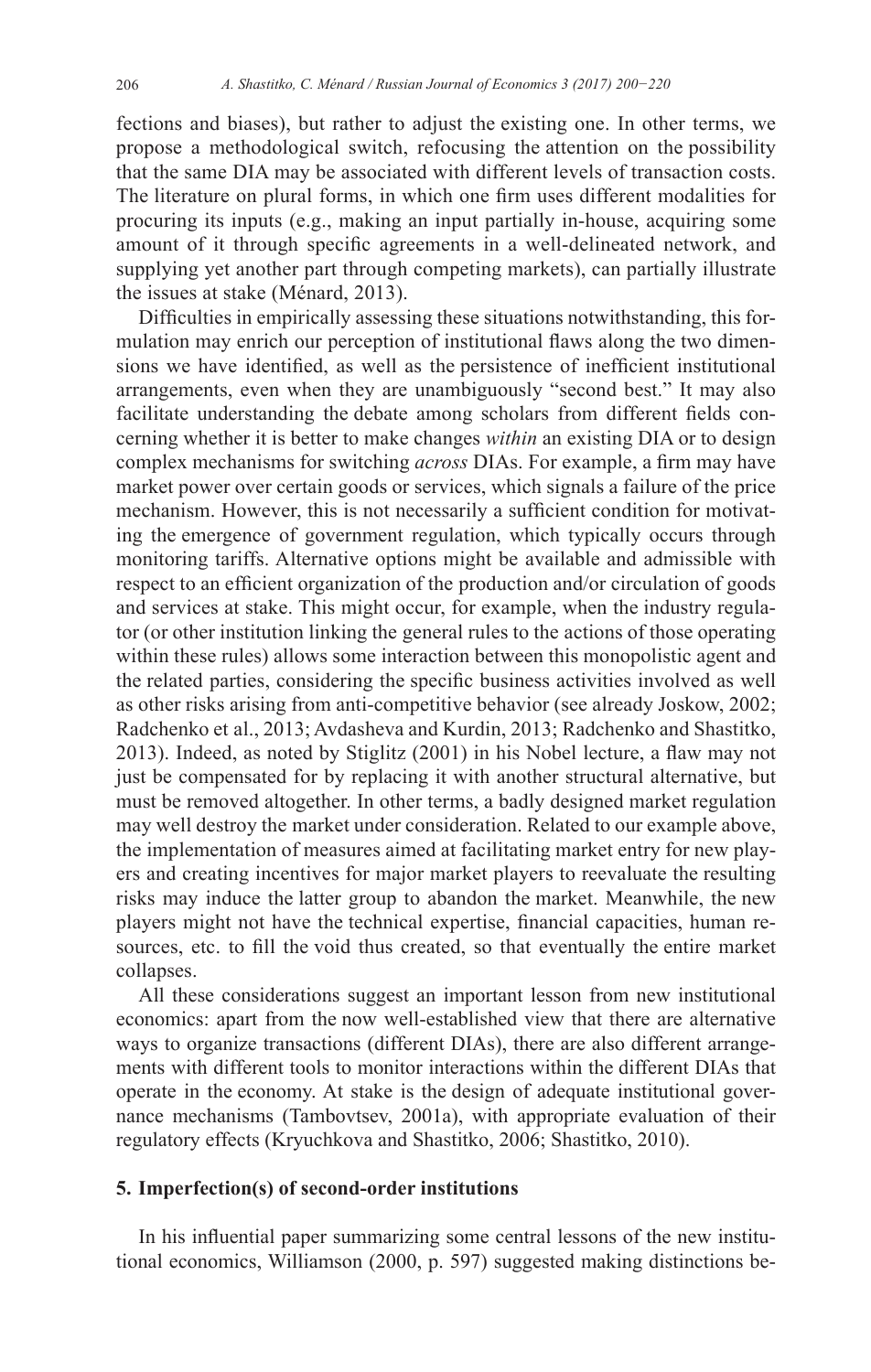fections and biases), but rather to adjust the existing one. In other terms, we propose a methodological switch, refocusing the attention on the possibility that the same DIA may be associated with different levels of transaction costs. The literature on plural forms, in which one firm uses different modalities for procuring its inputs (e.g., making an input partially in-house, acquiring some amount of it through specific agreements in a well-delineated network, and supplying yet another part through competing markets), can partially illustrate the issues at stake (Ménard, 2013).

Difficulties in empirically assessing these situations notwithstanding, this formulation may enrich our perception of institutional flaws along the two dimensions we have identified, as well as the persistence of inefficient institutional arrangements, even when they are unambiguously "second best." It may also facilitate understanding the debate among scholars from different fields concerning whether it is better to make changes *within* an existing DIA or to design complex mechanisms for switching *across* DIAs. For example, a firm may have market power over certain goods or services, which signals a failure of the price mechanism. However, this is not necessarily a sufficient condition for motivating the emergence of government regulation, which typically occurs through monitoring tariffs. Alternative options might be available and admissible with respect to an efficient organization of the production and/or circulation of goods and services at stake. This might occur, for example, when the industry regulator (or other institution linking the general rules to the actions of those operating within these rules) allows some interaction between this monopolistic agent and the related parties, considering the specific business activities involved as well as other risks arising from anti-competitive behavior (see already Joskow, 2002; Radchenko et al., 2013; Avdasheva and Kurdin, 2013; Radchenko and Shastitko, 2013). Indeed, as noted by Stiglitz (2001) in his Nobel lecture, a flaw may not just be compensated for by replacing it with another structural alternative, but must be removed altogether. In other terms, a badly designed market regulation may well destroy the market under consideration. Related to our example above, the implementation of measures aimed at facilitating market entry for new players and creating incentives for major market players to reevaluate the resulting risks may induce the latter group to abandon the market. Meanwhile, the new players might not have the technical expertise, financial capacities, human resources, etc. to fill the void thus created, so that eventually the entire market collapses.

All these considerations suggest an important lesson from new institutional economics: apart from the now well-established view that there are alternative ways to organize transactions (different DIAs), there are also different arrangements with different tools to monitor interactions within the different DIAs that operate in the economy. At stake is the design of adequate institutional governance mechanisms (Tambovtsev, 2001a), with appropriate evaluation of their regulatory effects (Kryuchkova and Shastitko, 2006; Shastitko, 2010).

## 5. Imperfection(s) of second-order institutions

In his influential paper summarizing some central lessons of the new institutional economics, Williamson (2000, p. 597) suggested making distinctions be-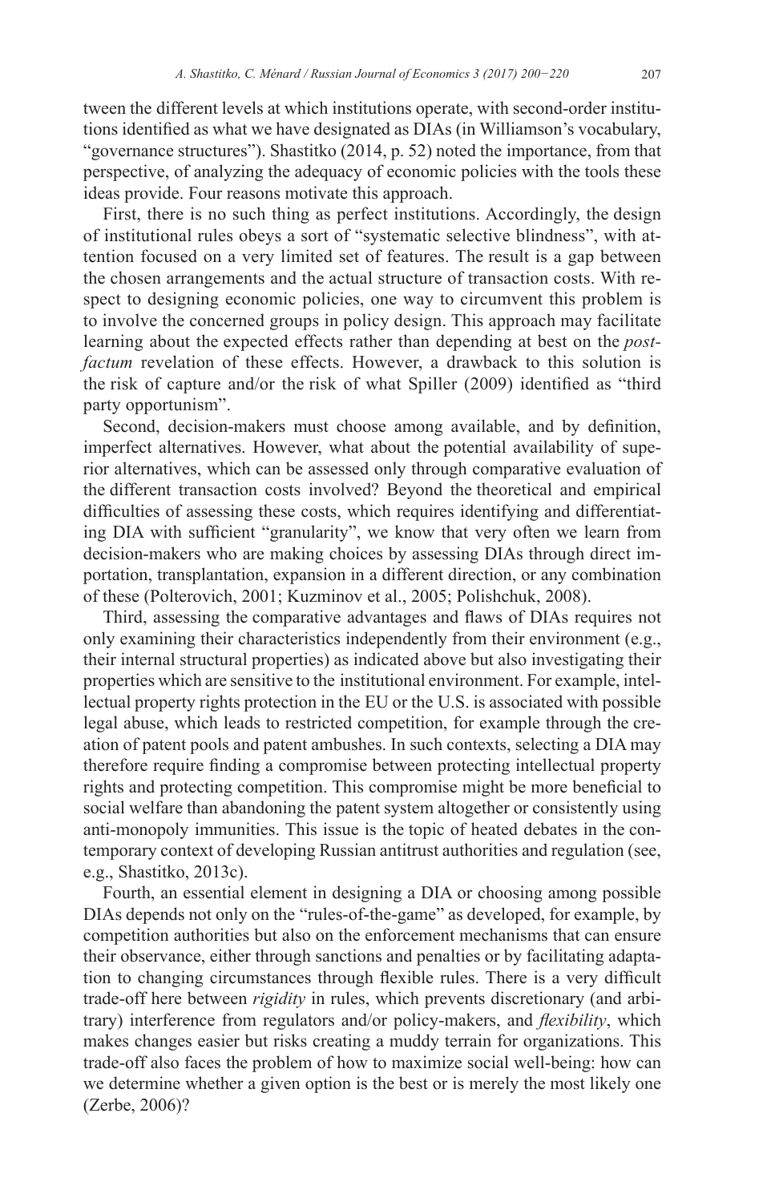tween the different levels at which institutions operate, with second-order institutions identified as what we have designated as DIAs (in Williamson's vocabulary, "governance structures"). Shastitko (2014, p. 52) noted the importance, from that perspective, of analyzing the adequacy of economic policies with the tools these ideas provide. Four reasons motivate this approach.

First, there is no such thing as perfect institutions. Accordingly, the design of institutional rules obeys a sort of "systematic selective blindness", with attention focused on a very limited set of features. The result is a gap between the chosen arrangements and the actual structure of transaction costs. With respect to designing economic policies, one way to circumvent this problem is to involve the concerned groups in policy design. This approach may facilitate learning about the expected effects rather than depending at best on the *post-factum* revelation of these effects. However, a drawback to this solution is the risk of capture and/or the risk of what Spiller (2009) identified as "third party opportunism".

Second, decision-makers must choose among available, and by definition, imperfect alternatives. However, what about the potential availability of superior alternatives, which can be assessed only through comparative evaluation of the different transaction costs involved? Beyond the theoretical and empirical difficulties of assessing these costs, which requires identifying and differentiating DIA with sufficient "granularity", we know that very often we learn from decision-makers who are making choices by assessing DIAs through direct importation, transplantation, expansion in a different direction, or any combination of these (Polterovich, 2001; Kuzminov et al., 2005; Polishchuk, 2008).

Third, assessing the comparative advantages and flaws of DIAs requires not only examining their characteristics independently from their environment (e.g., their internal structural properties) as indicated above but also investigating their properties which are sensitive to the institutional environment. For example, intellectual property rights protection in the EU or the U.S. is associated with possible legal abuse, which leads to restricted competition, for example through the creation of patent pools and patent ambushes. In such contexts, selecting a DIA may therefore require finding a compromise between protecting intellectual property rights and protecting competition. This compromise might be more beneficial to social welfare than abandoning the patent system altogether or consistently using anti-monopoly immunities. This issue is the topic of heated debates in the contemporary context of developing Russian antitrust authorities and regulation (see, e.g., Shastitko, 2013c).

Fourth, an essential element in designing a DIA or choosing among possible DIAs depends not only on the "rules-of-the-game" as developed, for example, by competition authorities but also on the enforcement mechanisms that can ensure their observance, either through sanctions and penalties or by facilitating adaptation to changing circumstances through flexible rules. There is a very difficult trade-off here between *rigidity* in rules, which prevents discretionary (and arbitrary) interference from regulators and/or policy-makers, and *flexibility*, which makes changes easier but risks creating a muddy terrain for organizations. This trade-off also faces the problem of how to maximize social well-being: how can we determine whether a given option is the best or is merely the most likely one (Zerbe, 2006)?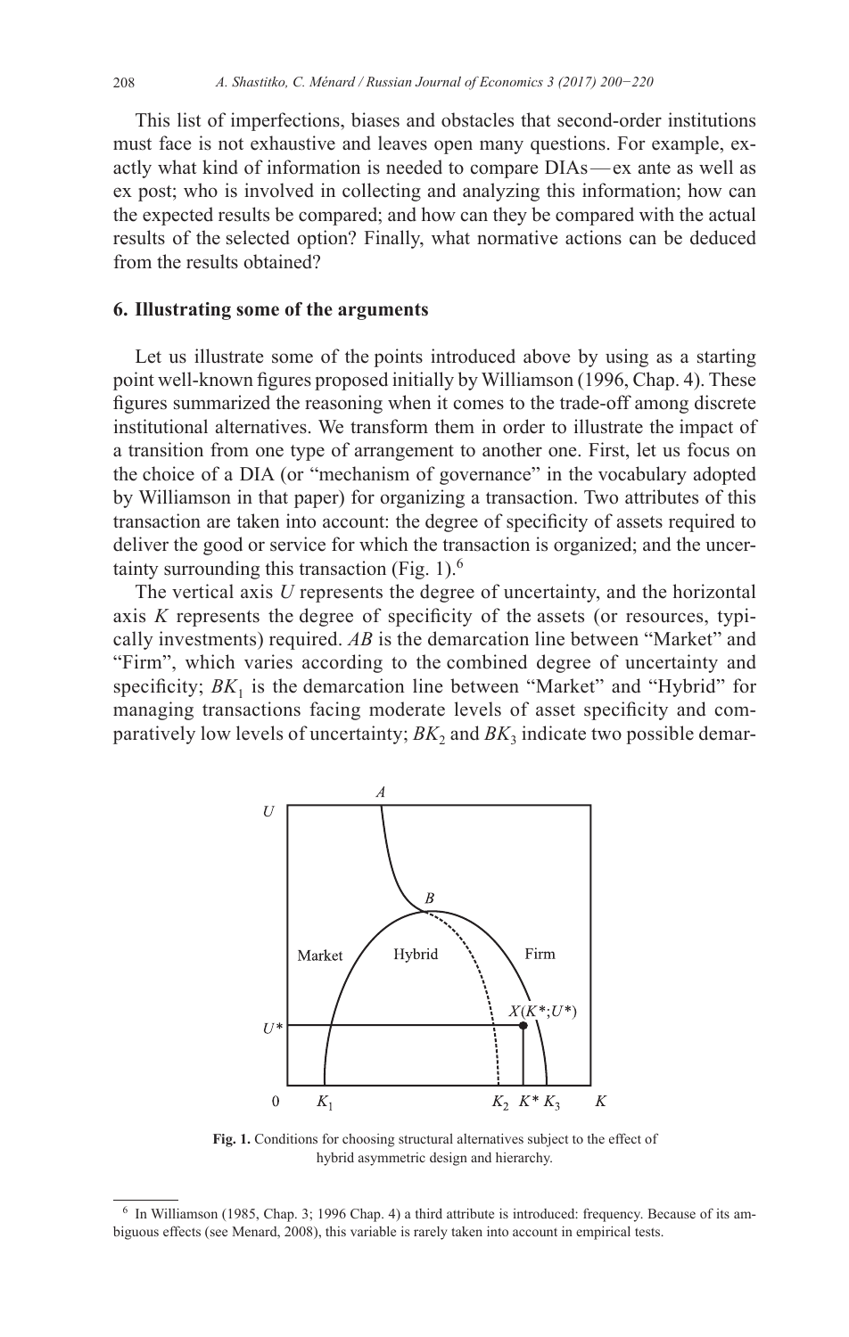This list of imperfections, biases and obstacles that second-order institutions must face is not exhaustive and leaves open many questions. For example, exactly what kind of information is needed to compare DIAs — ex ante as well as ex post; who is involved in collecting and analyzing this information; how can the expected results be compared; and how can they be compared with the actual results of the selected option? Finally, what normative actions can be deduced from the results obtained?

## 6. Illustrating some of the arguments

Let us illustrate some of the points introduced above by using as a starting point well-known figures proposed initially by Williamson (1996, Chap. 4). These figures summarized the reasoning when it comes to the trade-off among discrete institutional alternatives. We transform them in order to illustrate the impact of a transition from one type of arrangement to another one. First, let us focus on the choice of a DIA (or "mechanism of governance" in the vocabulary adopted by Williamson in that paper) for organizing a transaction. Two attributes of this transaction are taken into account: the degree of specificity of assets required to deliver the good or service for which the transaction is organized; and the uncertainty surrounding this transaction (Fig. 1).[6]

The vertical axis $U$ represents the degree of uncertainty, and the horizontal axis $K$ represents the degree of specificity of the assets (or resources, typically investments) required. $AB$ is the demarcation line between "Market" and "Firm", which varies according to the combined degree of uncertainty and specificity; $BK_1$ is the demarcation line between "Market" and "Hybrid" for managing transactions facing moderate levels of asset specificity and comparatively low levels of uncertainty; $BK_2$ and $BK_3$ indicate two possible demar-

**Fig. 1.** Conditions for choosing structural alternatives subject to the effect of hybrid asymmetric design and hierarchy.

[6] In Williamson (1985, Chap. 3; 1996 Chap. 4) a third attribute is introduced: frequency. Because of its ambiguous effects (see Menard, 2008), this variable is rarely taken into account in empirical tests.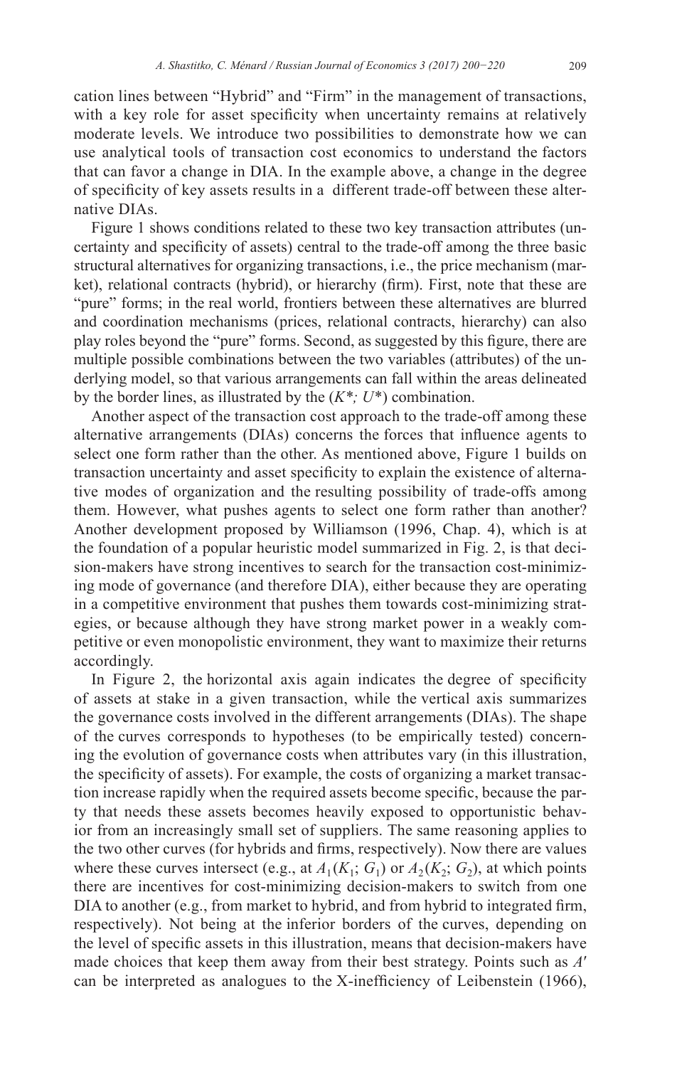cation lines between "Hybrid" and "Firm" in the management of transactions, with a key role for asset specificity when uncertainty remains at relatively moderate levels. We introduce two possibilities to demonstrate how we can use analytical tools of transaction cost economics to understand the factors that can favor a change in DIA. In the example above, a change in the degree of specificity of key assets results in a different trade-off between these alternative DIAs.

Figure 1 shows conditions related to these two key transaction attributes (uncertainty and specificity of assets) central to the trade-off among the three basic structural alternatives for organizing transactions, i.e., the price mechanism (market), relational contracts (hybrid), or hierarchy (firm). First, note that these are "pure" forms; in the real world, frontiers between these alternatives are blurred and coordination mechanisms (prices, relational contracts, hierarchy) can also play roles beyond the "pure" forms. Second, as suggested by this figure, there are multiple possible combinations between the two variables (attributes) of the underlying model, so that various arrangements can fall within the areas delineated by the border lines, as illustrated by the ($K^*$; $U^*$) combination.

Another aspect of the transaction cost approach to the trade-off among these alternative arrangements (DIAs) concerns the forces that influence agents to select one form rather than the other. As mentioned above, Figure 1 builds on transaction uncertainty and asset specificity to explain the existence of alternative modes of organization and the resulting possibility of trade-offs among them. However, what pushes agents to select one form rather than another? Another development proposed by Williamson (1996, Chap. 4), which is at the foundation of a popular heuristic model summarized in Fig. 2, is that decision-makers have strong incentives to search for the transaction cost-minimizing mode of governance (and therefore DIA), either because they are operating in a competitive environment that pushes them towards cost-minimizing strategies, or because although they have strong market power in a weakly competitive or even monopolistic environment, they want to maximize their returns accordingly.

In Figure 2, the horizontal axis again indicates the degree of specificity of assets at stake in a given transaction, while the vertical axis summarizes the governance costs involved in the different arrangements (DIAs). The shape of the curves corresponds to hypotheses (to be empirically tested) concerning the evolution of governance costs when attributes vary (in this illustration, the specificity of assets). For example, the costs of organizing a market transaction increase rapidly when the required assets become specific, because the party that needs these assets becomes heavily exposed to opportunistic behavior from an increasingly small set of suppliers. The same reasoning applies to the two other curves (for hybrids and firms, respectively). Now there are values where these curves intersect (e.g., at $A_1(K_1; G_1)$ or $A_2(K_2; G_2)$, at which points there are incentives for cost-minimizing decision-makers to switch from one DIA to another (e.g., from market to hybrid, and from hybrid to integrated firm, respectively). Not being at the inferior borders of the curves, depending on the level of specific assets in this illustration, means that decision-makers have made choices that keep them away from their best strategy. Points such as $A'$ can be interpreted as analogues to the X-inefficiency of Leibenstein (1966),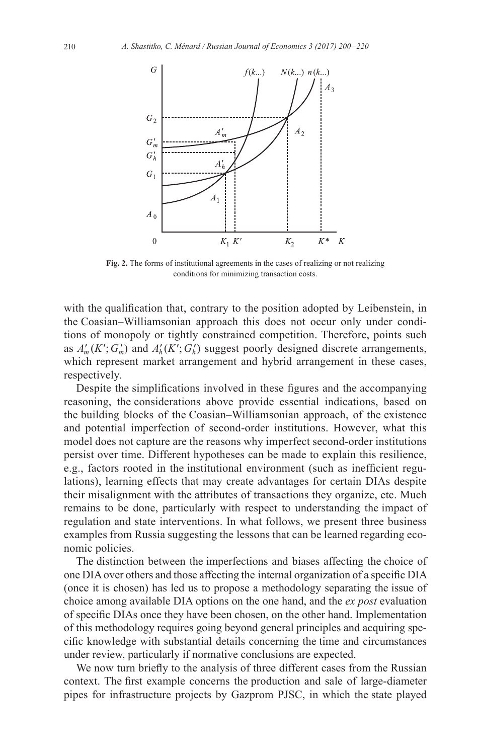**Fig. 2.** The forms of institutional agreements in the cases of realizing or not realizing conditions for minimizing transaction costs.

with the qualification that, contrary to the position adopted by Leibenstein, in the Coasian–Williamsonian approach this does not occur only under conditions of monopoly or tightly constrained competition. Therefore, points such as $A'_m(K'; G'_m)$ and $A'_h(K'; G'_h)$ suggest poorly designed discrete arrangements, which represent market arrangement and hybrid arrangement in these cases, respectively.

Despite the simplifications involved in these figures and the accompanying reasoning, the considerations above provide essential indications, based on the building blocks of the Coasian–Williamsonian approach, of the existence and potential imperfection of second-order institutions. However, what this model does not capture are the reasons why imperfect second-order institutions persist over time. Different hypotheses can be made to explain this resilience, e.g., factors rooted in the institutional environment (such as inefficient regulations), learning effects that may create advantages for certain DIAs despite their misalignment with the attributes of transactions they organize, etc. Much remains to be done, particularly with respect to understanding the impact of regulation and state interventions. In what follows, we present three business examples from Russia suggesting the lessons that can be learned regarding economic policies.

The distinction between the imperfections and biases affecting the choice of one DIA over others and those affecting the internal organization of a specific DIA (once it is chosen) has led us to propose a methodology separating the issue of choice among available DIA options on the one hand, and the *ex post* evaluation of specific DIAs once they have been chosen, on the other hand. Implementation of this methodology requires going beyond general principles and acquiring specific knowledge with substantial details concerning the time and circumstances under review, particularly if normative conclusions are expected.

We now turn briefly to the analysis of three different cases from the Russian context. The first example concerns the production and sale of large-diameter pipes for infrastructure projects by Gazprom PJSC, in which the state played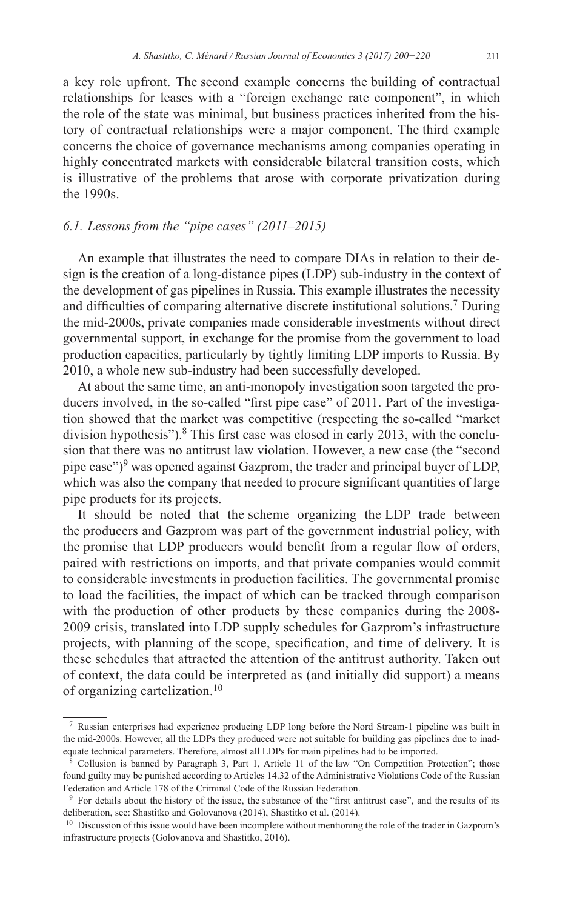a key role upfront. The second example concerns the building of contractual relationships for leases with a "foreign exchange rate component", in which the role of the state was minimal, but business practices inherited from the history of contractual relationships were a major component. The third example concerns the choice of governance mechanisms among companies operating in highly concentrated markets with considerable bilateral transition costs, which is illustrative of the problems that arose with corporate privatization during the 1990s.

### *6.1. Lessons from the "pipe cases" (2011–2015)*

An example that illustrates the need to compare DIAs in relation to their design is the creation of a long-distance pipes (LDP) sub-industry in the context of the development of gas pipelines in Russia. This example illustrates the necessity and difficulties of comparing alternative discrete institutional solutions.[7] During the mid-2000s, private companies made considerable investments without direct governmental support, in exchange for the promise from the government to load production capacities, particularly by tightly limiting LDP imports to Russia. By 2010, a whole new sub-industry had been successfully developed.

At about the same time, an anti-monopoly investigation soon targeted the producers involved, in the so-called "first pipe case" of 2011. Part of the investigation showed that the market was competitive (respecting the so-called "market division hypothesis").[8] This first case was closed in early 2013, with the conclusion that there was no antitrust law violation. However, a new case (the "second pipe case")[9] was opened against Gazprom, the trader and principal buyer of LDP, which was also the company that needed to procure significant quantities of large pipe products for its projects.

It should be noted that the scheme organizing the LDP trade between the producers and Gazprom was part of the government industrial policy, with the promise that LDP producers would benefit from a regular flow of orders, paired with restrictions on imports, and that private companies would commit to considerable investments in production facilities. The governmental promise to load the facilities, the impact of which can be tracked through comparison with the production of other products by these companies during the 2008-2009 crisis, translated into LDP supply schedules for Gazprom's infrastructure projects, with planning of the scope, specification, and time of delivery. It is these schedules that attracted the attention of the antitrust authority. Taken out of context, the data could be interpreted as (and initially did support) a means of organizing cartelization.[10]

---

[7] Russian enterprises had experience producing LDP long before the Nord Stream-1 pipeline was built in the mid-2000s. However, all the LDPs they produced were not suitable for building gas pipelines due to inadequate technical parameters. Therefore, almost all LDPs for main pipelines had to be imported.

[8] Collusion is banned by Paragraph 3, Part 1, Article 11 of the law "On Competition Protection"; those found guilty may be punished according to Articles 14.32 of the Administrative Violations Code of the Russian Federation and Article 178 of the Criminal Code of the Russian Federation.

[9] For details about the history of the issue, the substance of the "first antitrust case", and the results of its deliberation, see: Shastitko and Golovanova (2014), Shastitko et al. (2014).

[10] Discussion of this issue would have been incomplete without mentioning the role of the trader in Gazprom's infrastructure projects (Golovanova and Shastitko, 2016).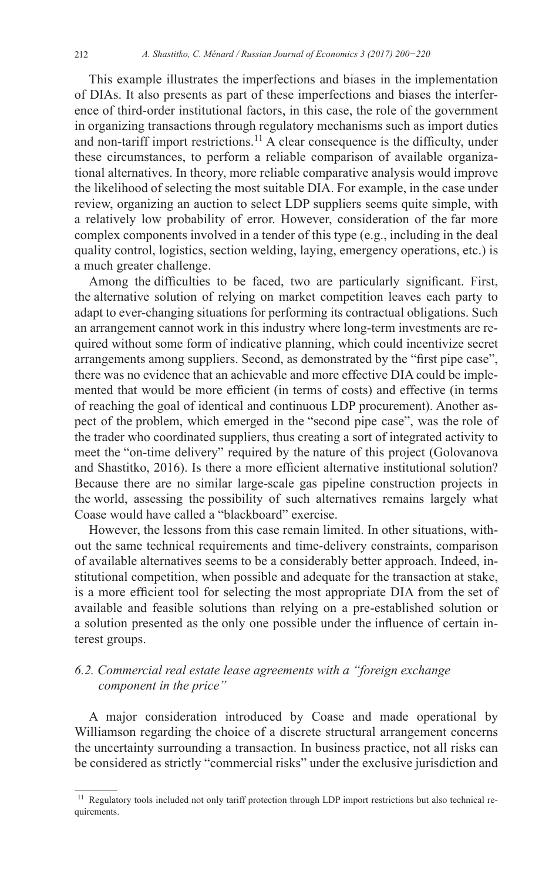This example illustrates the imperfections and biases in the implementation of DIAs. It also presents as part of these imperfections and biases the interference of third-order institutional factors, in this case, the role of the government in organizing transactions through regulatory mechanisms such as import duties and non-tariff import restrictions.[11] A clear consequence is the difficulty, under these circumstances, to perform a reliable comparison of available organizational alternatives. In theory, more reliable comparative analysis would improve the likelihood of selecting the most suitable DIA. For example, in the case under review, organizing an auction to select LDP suppliers seems quite simple, with a relatively low probability of error. However, consideration of the far more complex components involved in a tender of this type (e.g., including in the deal quality control, logistics, section welding, laying, emergency operations, etc.) is a much greater challenge.

Among the difficulties to be faced, two are particularly significant. First, the alternative solution of relying on market competition leaves each party to adapt to ever-changing situations for performing its contractual obligations. Such an arrangement cannot work in this industry where long-term investments are required without some form of indicative planning, which could incentivize secret arrangements among suppliers. Second, as demonstrated by the "first pipe case", there was no evidence that an achievable and more effective DIA could be implemented that would be more efficient (in terms of costs) and effective (in terms of reaching the goal of identical and continuous LDP procurement). Another aspect of the problem, which emerged in the "second pipe case", was the role of the trader who coordinated suppliers, thus creating a sort of integrated activity to meet the "on-time delivery" required by the nature of this project (Golovanova and Shastitko, 2016). Is there a more efficient alternative institutional solution? Because there are no similar large-scale gas pipeline construction projects in the world, assessing the possibility of such alternatives remains largely what Coase would have called a "blackboard" exercise.

However, the lessons from this case remain limited. In other situations, without the same technical requirements and time-delivery constraints, comparison of available alternatives seems to be a considerably better approach. Indeed, institutional competition, when possible and adequate for the transaction at stake, is a more efficient tool for selecting the most appropriate DIA from the set of available and feasible solutions than relying on a pre-established solution or a solution presented as the only one possible under the influence of certain interest groups.

### 6.2. Commercial real estate lease agreements with a "foreign exchange component in the price"

A major consideration introduced by Coase and made operational by Williamson regarding the choice of a discrete structural arrangement concerns the uncertainty surrounding a transaction. In business practice, not all risks can be considered as strictly "commercial risks" under the exclusive jurisdiction and

---

[11] Regulatory tools included not only tariff protection through LDP import restrictions but also technical requirements.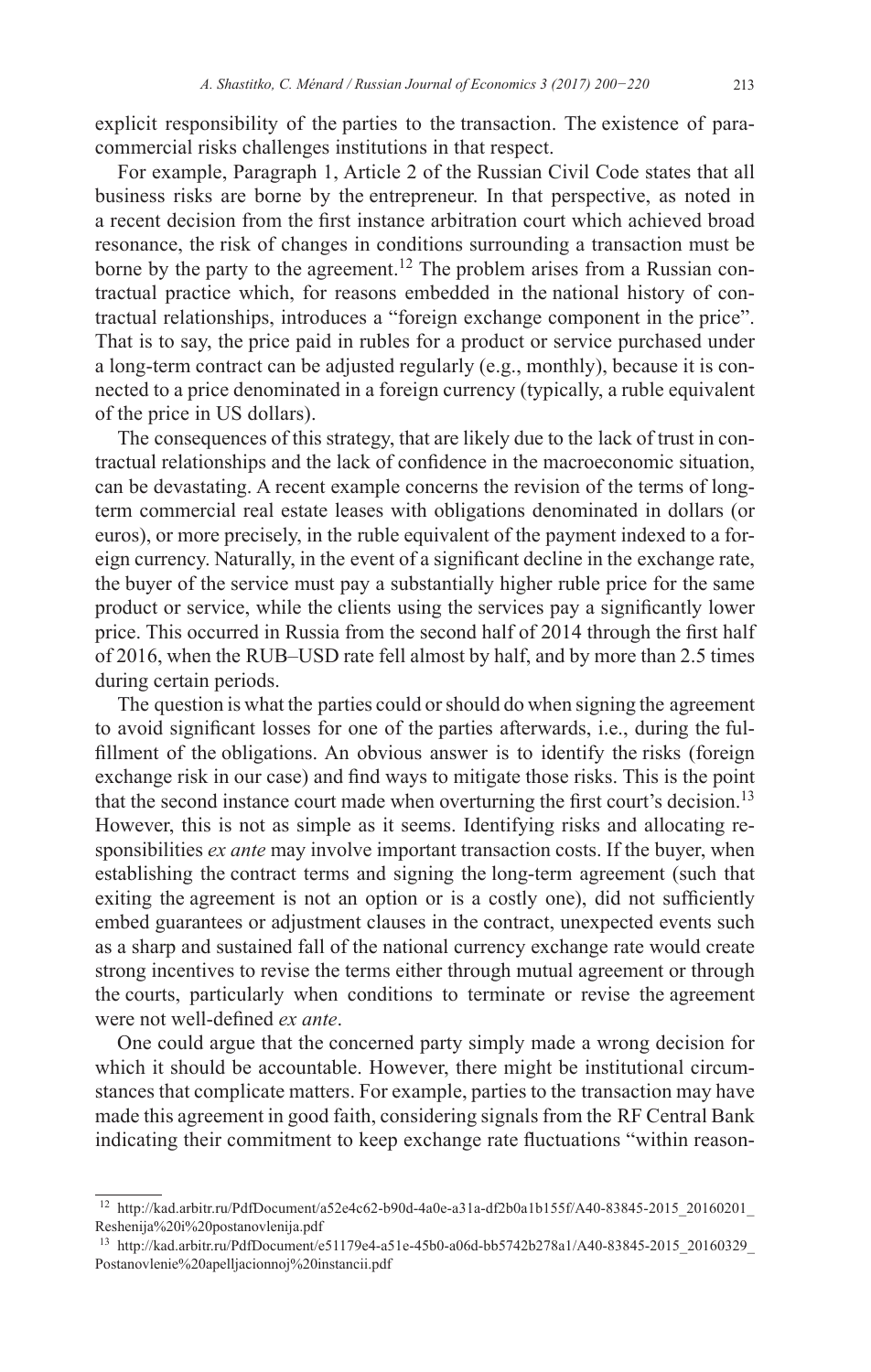explicit responsibility of the parties to the transaction. The existence of para-commercial risks challenges institutions in that respect.

For example, Paragraph 1, Article 2 of the Russian Civil Code states that all business risks are borne by the entrepreneur. In that perspective, as noted in a recent decision from the first instance arbitration court which achieved broad resonance, the risk of changes in conditions surrounding a transaction must be borne by the party to the agreement.[12] The problem arises from a Russian contractual practice which, for reasons embedded in the national history of contractual relationships, introduces a "foreign exchange component in the price". That is to say, the price paid in rubles for a product or service purchased under a long-term contract can be adjusted regularly (e.g., monthly), because it is connected to a price denominated in a foreign currency (typically, a ruble equivalent of the price in US dollars).

The consequences of this strategy, that are likely due to the lack of trust in contractual relationships and the lack of confidence in the macroeconomic situation, can be devastating. A recent example concerns the revision of the terms of long-term commercial real estate leases with obligations denominated in dollars (or euros), or more precisely, in the ruble equivalent of the payment indexed to a foreign currency. Naturally, in the event of a significant decline in the exchange rate, the buyer of the service must pay a substantially higher ruble price for the same product or service, while the clients using the services pay a significantly lower price. This occurred in Russia from the second half of 2014 through the first half of 2016, when the RUB–USD rate fell almost by half, and by more than 2.5 times during certain periods.

The question is what the parties could or should do when signing the agreement to avoid significant losses for one of the parties afterwards, i.e., during the fulfillment of the obligations. An obvious answer is to identify the risks (foreign exchange risk in our case) and find ways to mitigate those risks. This is the point that the second instance court made when overturning the first court's decision.[13] However, this is not as simple as it seems. Identifying risks and allocating responsibilities *ex ante* may involve important transaction costs. If the buyer, when establishing the contract terms and signing the long-term agreement (such that exiting the agreement is not an option or is a costly one), did not sufficiently embed guarantees or adjustment clauses in the contract, unexpected events such as a sharp and sustained fall of the national currency exchange rate would create strong incentives to revise the terms either through mutual agreement or through the courts, particularly when conditions to terminate or revise the agreement were not well-defined *ex ante*.

One could argue that the concerned party simply made a wrong decision for which it should be accountable. However, there might be institutional circumstances that complicate matters. For example, parties to the transaction may have made this agreement in good faith, considering signals from the RF Central Bank indicating their commitment to keep exchange rate fluctuations "within reason-

---

[12] http://kad.arbitr.ru/PdfDocument/a52e4c62-b90d-4a0e-a31a-df2b0a1b155f/A40-83845-2015_20160201_Reshenija%20i%20postanovlenija.pdf

[13] http://kad.arbitr.ru/PdfDocument/e51179e4-a51e-45b0-a06d-bb5742b278a1/A40-83845-2015_20160329_Postanovlenie%20apelljacionnoj%20instancii.pdf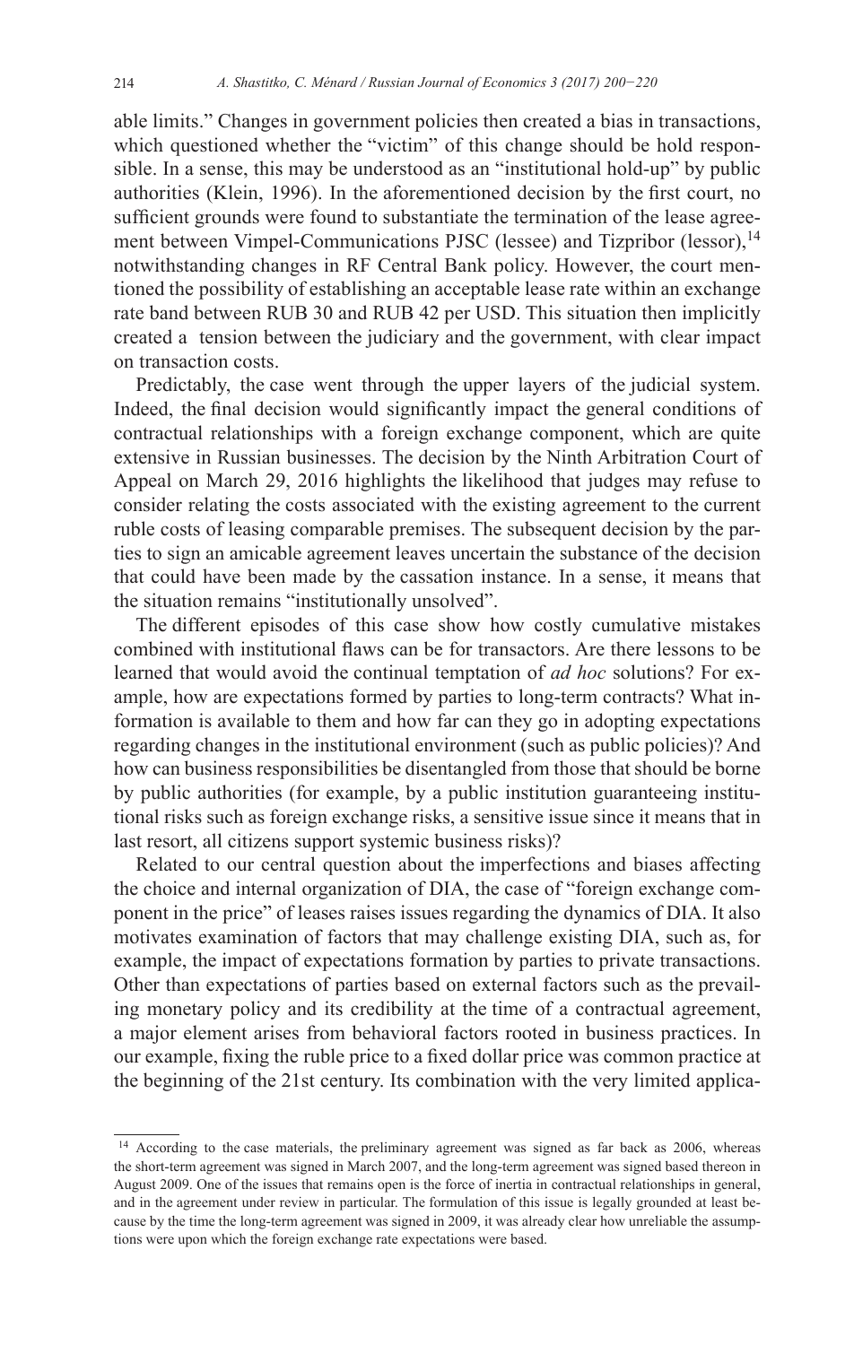able limits." Changes in government policies then created a bias in transactions, which questioned whether the "victim" of this change should be hold responsible. In a sense, this may be understood as an "institutional hold-up" by public authorities (Klein, 1996). In the aforementioned decision by the first court, no sufficient grounds were found to substantiate the termination of the lease agreement between Vimpel-Communications PJSC (lessee) and Tizpribor (lessor),[14] notwithstanding changes in RF Central Bank policy. However, the court mentioned the possibility of establishing an acceptable lease rate within an exchange rate band between RUB 30 and RUB 42 per USD. This situation then implicitly created a tension between the judiciary and the government, with clear impact on transaction costs.

Predictably, the case went through the upper layers of the judicial system. Indeed, the final decision would significantly impact the general conditions of contractual relationships with a foreign exchange component, which are quite extensive in Russian businesses. The decision by the Ninth Arbitration Court of Appeal on March 29, 2016 highlights the likelihood that judges may refuse to consider relating the costs associated with the existing agreement to the current ruble costs of leasing comparable premises. The subsequent decision by the parties to sign an amicable agreement leaves uncertain the substance of the decision that could have been made by the cassation instance. In a sense, it means that the situation remains "institutionally unsolved".

The different episodes of this case show how costly cumulative mistakes combined with institutional flaws can be for transactors. Are there lessons to be learned that would avoid the continual temptation of *ad hoc* solutions? For example, how are expectations formed by parties to long-term contracts? What information is available to them and how far can they go in adopting expectations regarding changes in the institutional environment (such as public policies)? And how can business responsibilities be disentangled from those that should be borne by public authorities (for example, by a public institution guaranteeing institutional risks such as foreign exchange risks, a sensitive issue since it means that in last resort, all citizens support systemic business risks)?

Related to our central question about the imperfections and biases affecting the choice and internal organization of DIA, the case of "foreign exchange component in the price" of leases raises issues regarding the dynamics of DIA. It also motivates examination of factors that may challenge existing DIA, such as, for example, the impact of expectations formation by parties to private transactions. Other than expectations of parties based on external factors such as the prevailing monetary policy and its credibility at the time of a contractual agreement, a major element arises from behavioral factors rooted in business practices. In our example, fixing the ruble price to a fixed dollar price was common practice at the beginning of the 21st century. Its combination with the very limited applica-

[14] According to the case materials, the preliminary agreement was signed as far back as 2006, whereas the short-term agreement was signed in March 2007, and the long-term agreement was signed based thereon in August 2009. One of the issues that remains open is the force of inertia in contractual relationships in general, and in the agreement under review in particular. The formulation of this issue is legally grounded at least because by the time the long-term agreement was signed in 2009, it was already clear how unreliable the assumptions were upon which the foreign exchange rate expectations were based.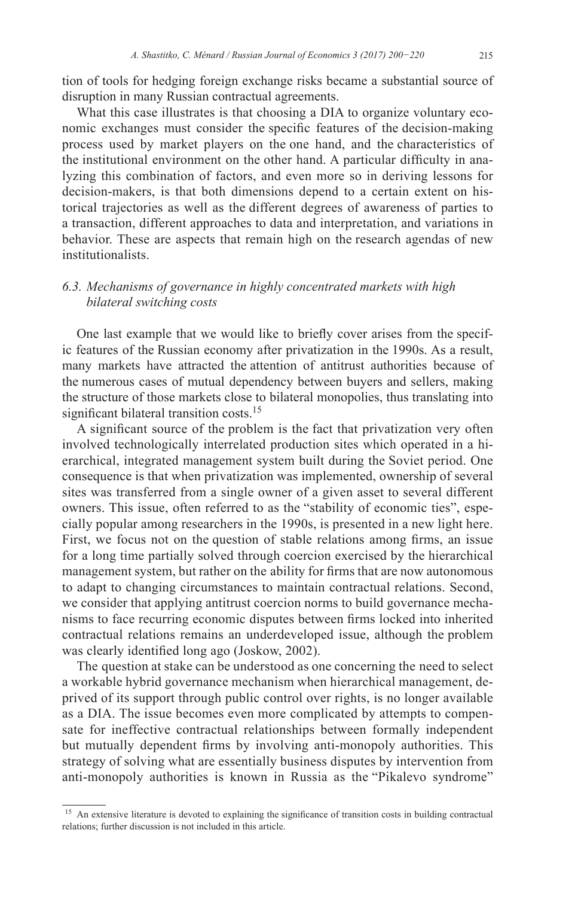tion of tools for hedging foreign exchange risks became a substantial source of disruption in many Russian contractual agreements.

What this case illustrates is that choosing a DIA to organize voluntary economic exchanges must consider the specific features of the decision-making process used by market players on the one hand, and the characteristics of the institutional environment on the other hand. A particular difficulty in analyzing this combination of factors, and even more so in deriving lessons for decision-makers, is that both dimensions depend to a certain extent on historical trajectories as well as the different degrees of awareness of parties to a transaction, different approaches to data and interpretation, and variations in behavior. These are aspects that remain high on the research agendas of new institutionalists.

### *6.3. Mechanisms of governance in highly concentrated markets with high bilateral switching costs*

One last example that we would like to briefly cover arises from the specific features of the Russian economy after privatization in the 1990s. As a result, many markets have attracted the attention of antitrust authorities because of the numerous cases of mutual dependency between buyers and sellers, making the structure of those markets close to bilateral monopolies, thus translating into significant bilateral transition costs.[15]

A significant source of the problem is the fact that privatization very often involved technologically interrelated production sites which operated in a hierarchical, integrated management system built during the Soviet period. One consequence is that when privatization was implemented, ownership of several sites was transferred from a single owner of a given asset to several different owners. This issue, often referred to as the "stability of economic ties", especially popular among researchers in the 1990s, is presented in a new light here. First, we focus not on the question of stable relations among firms, an issue for a long time partially solved through coercion exercised by the hierarchical management system, but rather on the ability for firms that are now autonomous to adapt to changing circumstances to maintain contractual relations. Second, we consider that applying antitrust coercion norms to build governance mechanisms to face recurring economic disputes between firms locked into inherited contractual relations remains an underdeveloped issue, although the problem was clearly identified long ago (Joskow, 2002).

The question at stake can be understood as one concerning the need to select a workable hybrid governance mechanism when hierarchical management, deprived of its support through public control over rights, is no longer available as a DIA. The issue becomes even more complicated by attempts to compensate for ineffective contractual relationships between formally independent but mutually dependent firms by involving anti-monopoly authorities. This strategy of solving what are essentially business disputes by intervention from anti-monopoly authorities is known in Russia as the "Pikalevo syndrome"

[15] An extensive literature is devoted to explaining the significance of transition costs in building contractual relations; further discussion is not included in this article.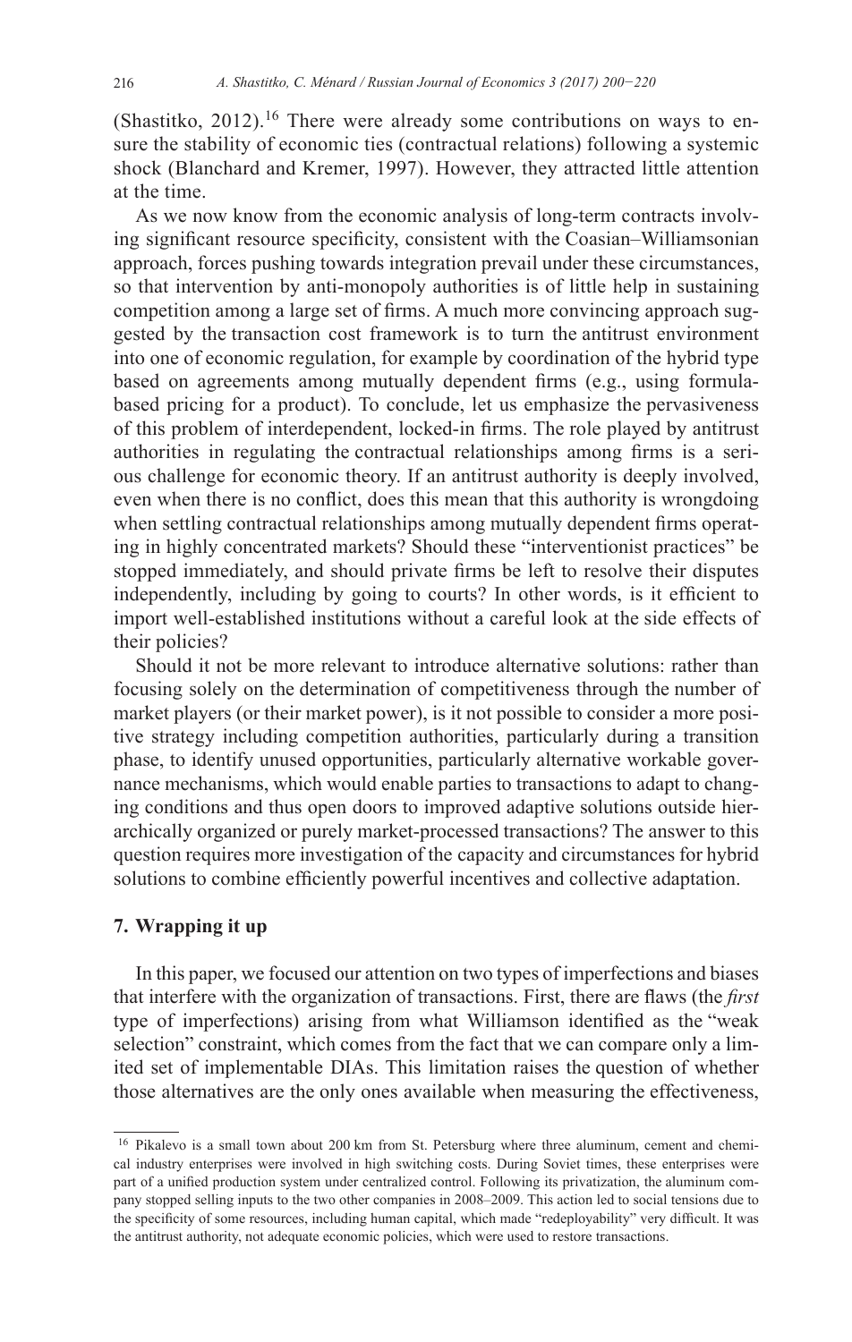(Shastitko, 2012).[16] There were already some contributions on ways to ensure the stability of economic ties (contractual relations) following a systemic shock (Blanchard and Kremer, 1997). However, they attracted little attention at the time.

As we now know from the economic analysis of long-term contracts involving significant resource specificity, consistent with the Coasian–Williamsonian approach, forces pushing towards integration prevail under these circumstances, so that intervention by anti-monopoly authorities is of little help in sustaining competition among a large set of firms. A much more convincing approach suggested by the transaction cost framework is to turn the antitrust environment into one of economic regulation, for example by coordination of the hybrid type based on agreements among mutually dependent firms (e.g., using formula-based pricing for a product). To conclude, let us emphasize the pervasiveness of this problem of interdependent, locked-in firms. The role played by antitrust authorities in regulating the contractual relationships among firms is a serious challenge for economic theory. If an antitrust authority is deeply involved, even when there is no conflict, does this mean that this authority is wrongdoing when settling contractual relationships among mutually dependent firms operating in highly concentrated markets? Should these "interventionist practices" be stopped immediately, and should private firms be left to resolve their disputes independently, including by going to courts? In other words, is it efficient to import well-established institutions without a careful look at the side effects of their policies?

Should it not be more relevant to introduce alternative solutions: rather than focusing solely on the determination of competitiveness through the number of market players (or their market power), is it not possible to consider a more positive strategy including competition authorities, particularly during a transition phase, to identify unused opportunities, particularly alternative workable governance mechanisms, which would enable parties to transactions to adapt to changing conditions and thus open doors to improved adaptive solutions outside hierarchically organized or purely market-processed transactions? The answer to this question requires more investigation of the capacity and circumstances for hybrid solutions to combine efficiently powerful incentives and collective adaptation.

## 7. Wrapping it up

In this paper, we focused our attention on two types of imperfections and biases that interfere with the organization of transactions. First, there are flaws (the *first* type of imperfections) arising from what Williamson identified as the "weak selection" constraint, which comes from the fact that we can compare only a limited set of implementable DIAs. This limitation raises the question of whether those alternatives are the only ones available when measuring the effectiveness,

---

[16] Pikalevo is a small town about 200 km from St. Petersburg where three aluminum, cement and chemical industry enterprises were involved in high switching costs. During Soviet times, these enterprises were part of a unified production system under centralized control. Following its privatization, the aluminum company stopped selling inputs to the two other companies in 2008–2009. This action led to social tensions due to the specificity of some resources, including human capital, which made "redeployability" very difficult. It was the antitrust authority, not adequate economic policies, which were used to restore transactions.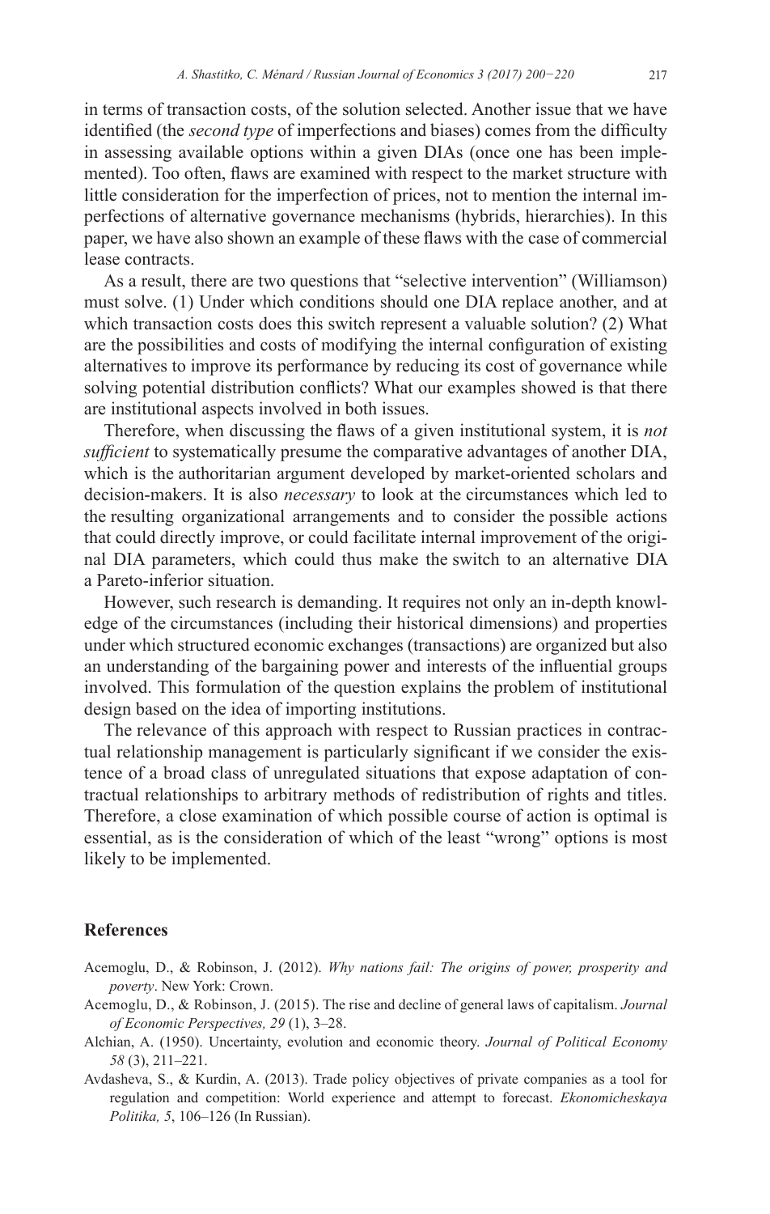in terms of transaction costs, of the solution selected. Another issue that we have identified (the *second type* of imperfections and biases) comes from the difficulty in assessing available options within a given DIAs (once one has been implemented). Too often, flaws are examined with respect to the market structure with little consideration for the imperfection of prices, not to mention the internal imperfections of alternative governance mechanisms (hybrids, hierarchies). In this paper, we have also shown an example of these flaws with the case of commercial lease contracts.

As a result, there are two questions that "selective intervention" (Williamson) must solve. (1) Under which conditions should one DIA replace another, and at which transaction costs does this switch represent a valuable solution? (2) What are the possibilities and costs of modifying the internal configuration of existing alternatives to improve its performance by reducing its cost of governance while solving potential distribution conflicts? What our examples showed is that there are institutional aspects involved in both issues.

Therefore, when discussing the flaws of a given institutional system, it is *not sufficient* to systematically presume the comparative advantages of another DIA, which is the authoritarian argument developed by market-oriented scholars and decision-makers. It is also *necessary* to look at the circumstances which led to the resulting organizational arrangements and to consider the possible actions that could directly improve, or could facilitate internal improvement of the original DIA parameters, which could thus make the switch to an alternative DIA a Pareto-inferior situation.

However, such research is demanding. It requires not only an in-depth knowledge of the circumstances (including their historical dimensions) and properties under which structured economic exchanges (transactions) are organized but also an understanding of the bargaining power and interests of the influential groups involved. This formulation of the question explains the problem of institutional design based on the idea of importing institutions.

The relevance of this approach with respect to Russian practices in contractual relationship management is particularly significant if we consider the existence of a broad class of unregulated situations that expose adaptation of contractual relationships to arbitrary methods of redistribution of rights and titles. Therefore, a close examination of which possible course of action is optimal is essential, as is the consideration of which of the least "wrong" options is most likely to be implemented.

## References

Acemoglu, D., & Robinson, J. (2012). *Why nations fail: The origins of power, prosperity and poverty*. New York: Crown.

Acemoglu, D., & Robinson, J. (2015). The rise and decline of general laws of capitalism. *Journal of Economic Perspectives, 29* (1), 3–28.

Alchian, A. (1950). Uncertainty, evolution and economic theory. *Journal of Political Economy 58* (3), 211–221.

Avdasheva, S., & Kurdin, A. (2013). Trade policy objectives of private companies as a tool for regulation and competition: World experience and attempt to forecast. *Ekonomicheskaya Politika, 5*, 106–126 (In Russian).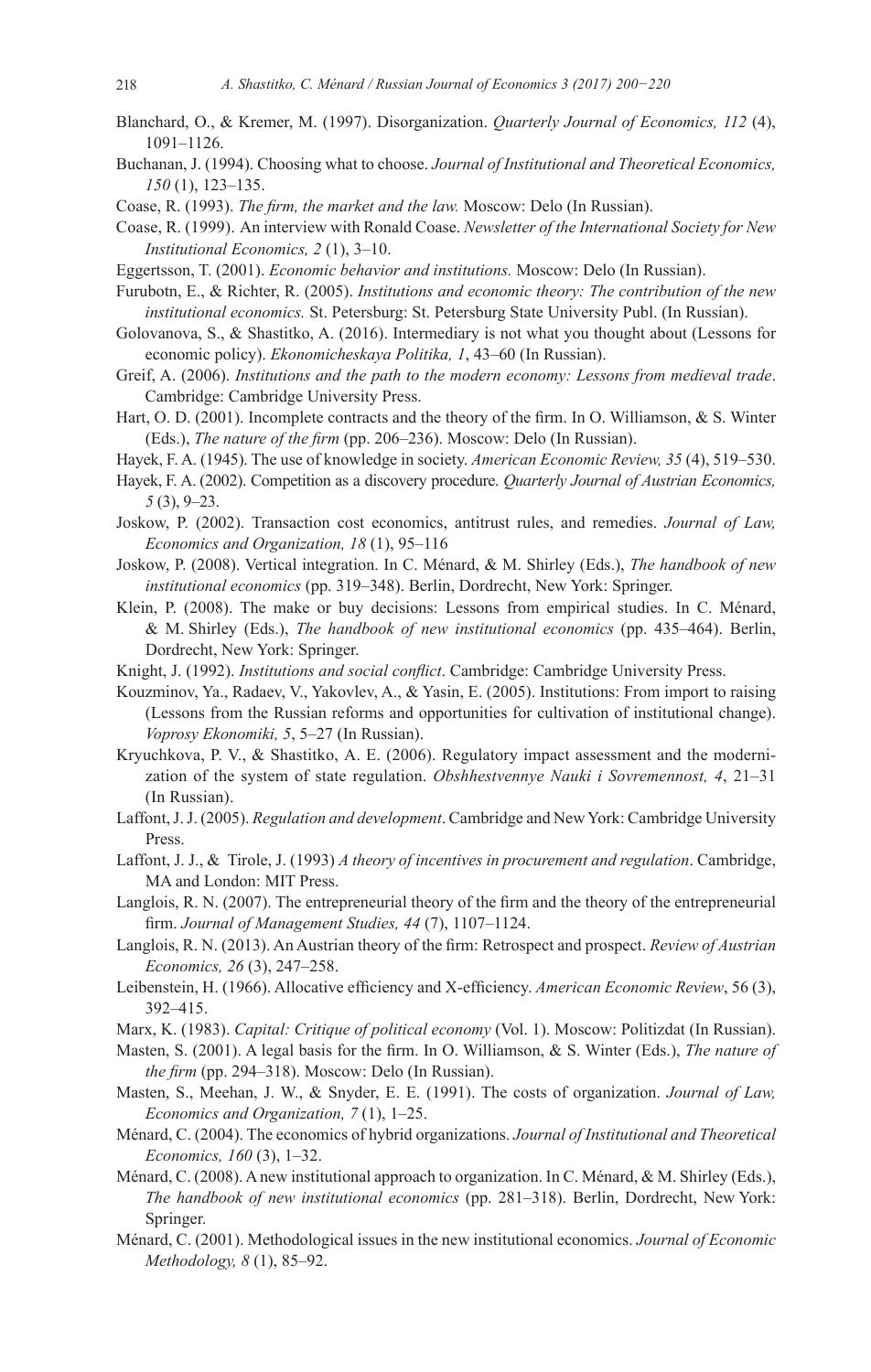Blanchard, O., & Kremer, M. (1997). Disorganization. *Quarterly Journal of Economics, 112* (4), 1091–1126.

Buchanan, J. (1994). Choosing what to choose. *Journal of Institutional and Theoretical Economics, 150* (1), 123–135.

Coase, R. (1993). *The firm, the market and the law.* Moscow: Delo (In Russian).

Coase, R. (1999). An interview with Ronald Coase. *Newsletter of the International Society for New Institutional Economics, 2* (1), 3–10.

Eggertsson, T. (2001). *Economic behavior and institutions.* Moscow: Delo (In Russian).

Furubotn, E., & Richter, R. (2005). *Institutions and economic theory: The contribution of the new institutional economics.* St. Petersburg: St. Petersburg State University Publ. (In Russian).

Golovanova, S., & Shastitko, A. (2016). Intermediary is not what you thought about (Lessons for economic policy). *Ekonomicheskaya Politika, 1*, 43–60 (In Russian).

Greif, A. (2006). *Institutions and the path to the modern economy: Lessons from medieval trade*. Cambridge: Cambridge University Press.

Hart, O. D. (2001). Incomplete contracts and the theory of the firm. In O. Williamson, & S. Winter (Eds.), *The nature of the firm* (pp. 206–236). Moscow: Delo (In Russian).

Hayek, F. A. (1945). The use of knowledge in society. *American Economic Review, 35* (4), 519–530.

Hayek, F. A. (2002). Competition as a discovery procedure. *Quarterly Journal of Austrian Economics, 5* (3), 9–23.

Joskow, P. (2002). Transaction cost economics, antitrust rules, and remedies. *Journal of Law, Economics and Organization, 18* (1), 95–116

Joskow, P. (2008). Vertical integration. In C. Ménard, & M. Shirley (Eds.), *The handbook of new institutional economics* (pp. 319–348). Berlin, Dordrecht, New York: Springer.

Klein, P. (2008). The make or buy decisions: Lessons from empirical studies. In C. Ménard, & M. Shirley (Eds.), *The handbook of new institutional economics* (pp. 435–464). Berlin, Dordrecht, New York: Springer.

Knight, J. (1992). *Institutions and social conflict*. Cambridge: Cambridge University Press.

Kouzminov, Ya., Radaev, V., Yakovlev, A., & Yasin, E. (2005). Institutions: From import to raising (Lessons from the Russian reforms and opportunities for cultivation of institutional change). *Voprosy Ekonomiki, 5*, 5–27 (In Russian).

Kryuchkova, P. V., & Shastitko, A. E. (2006). Regulatory impact assessment and the modernization of the system of state regulation. *Obshhestvennye Nauki i Sovremennost, 4*, 21–31 (In Russian).

Laffont, J. J. (2005). *Regulation and development*. Cambridge and New York: Cambridge University Press.

Laffont, J. J., & Tirole, J. (1993) *A theory of incentives in procurement and regulation*. Cambridge, MA and London: MIT Press.

Langlois, R. N. (2007). The entrepreneurial theory of the firm and the theory of the entrepreneurial firm. *Journal of Management Studies, 44* (7), 1107–1124.

Langlois, R. N. (2013). An Austrian theory of the firm: Retrospect and prospect. *Review of Austrian Economics, 26* (3), 247–258.

Leibenstein, H. (1966). Allocative efficiency and X-efficiency. *American Economic Review*, 56 (3), 392–415.

Marx, K. (1983). *Capital: Critique of political economy* (Vol. 1). Moscow: Politizdat (In Russian).

Masten, S. (2001). A legal basis for the firm. In O. Williamson, & S. Winter (Eds.), *The nature of the firm* (pp. 294–318). Moscow: Delo (In Russian).

Masten, S., Meehan, J. W., & Snyder, E. E. (1991). The costs of organization. *Journal of Law, Economics and Organization, 7* (1), 1–25.

Ménard, C. (2004). The economics of hybrid organizations. *Journal of Institutional and Theoretical Economics, 160* (3), 1–32.

Ménard, C. (2008). A new institutional approach to organization. In C. Ménard, & M. Shirley (Eds.), *The handbook of new institutional economics* (pp. 281–318). Berlin, Dordrecht, New York: Springer.

Ménard, C. (2001). Methodological issues in the new institutional economics. *Journal of Economic Methodology, 8* (1), 85–92.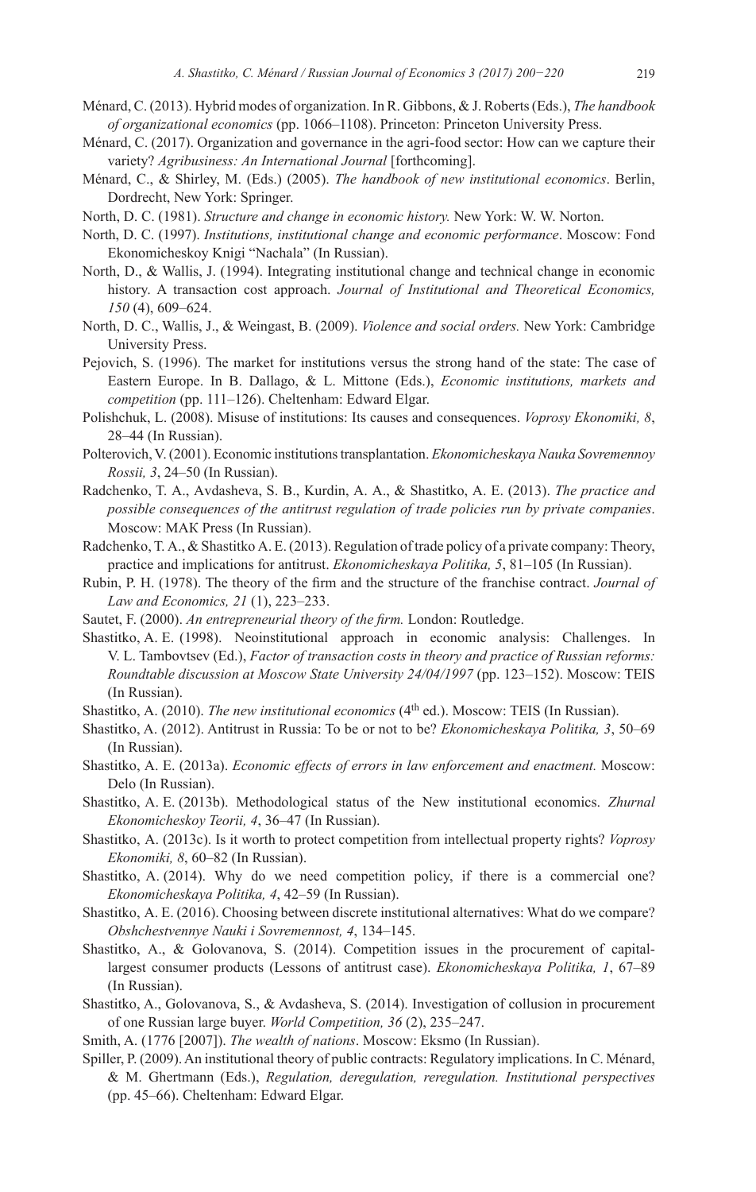Ménard, C. (2013). Hybrid modes of organization. In R. Gibbons, & J. Roberts (Eds.), *The handbook of organizational economics* (pp. 1066–1108). Princeton: Princeton University Press.

Ménard, C. (2017). Organization and governance in the agri-food sector: How can we capture their variety? *Agribusiness: An International Journal* [forthcoming].

Ménard, C., & Shirley, M. (Eds.) (2005). *The handbook of new institutional economics*. Berlin, Dordrecht, New York: Springer.

North, D. C. (1981). *Structure and change in economic history.* New York: W. W. Norton.

North, D. C. (1997). *Institutions, institutional change and economic performance*. Moscow: Fond Ekonomicheskoy Knigi "Nachala" (In Russian).

North, D., & Wallis, J. (1994). Integrating institutional change and technical change in economic history. A transaction cost approach. *Journal of Institutional and Theoretical Economics, 150* (4), 609–624.

North, D. C., Wallis, J., & Weingast, B. (2009). *Violence and social orders.* New York: Cambridge University Press.

Pejovich, S. (1996). The market for institutions versus the strong hand of the state: The case of Eastern Europe. In B. Dallago, & L. Mittone (Eds.), *Economic institutions, markets and competition* (pp. 111–126). Cheltenham: Edward Elgar.

Polishchuk, L. (2008). Misuse of institutions: Its causes and consequences. *Voprosy Ekonomiki, 8*, 28–44 (In Russian).

Polterovich, V. (2001). Economic institutions transplantation. *Ekonomicheskaya Nauka Sovremennoy Rossii, 3*, 24–50 (In Russian).

Radchenko, T. A., Avdasheva, S. B., Kurdin, A. A., & Shastitko, A. E. (2013). *The practice and possible consequences of the antitrust regulation of trade policies run by private companies*. Moscow: MAK Press (In Russian).

Radchenko, T. A., & Shastitko A. E. (2013). Regulation of trade policy of a private company: Theory, practice and implications for antitrust. *Ekonomicheskaya Politika, 5*, 81–105 (In Russian).

Rubin, P. H. (1978). The theory of the firm and the structure of the franchise contract. *Journal of Law and Economics, 21* (1), 223–233.

Sautet, F. (2000). *An entrepreneurial theory of the firm.* London: Routledge.

Shastitko, A. E. (1998). Neoinstitutional approach in economic analysis: Challenges. In V. L. Tambovtsev (Ed.), *Factor of transaction costs in theory and practice of Russian reforms: Roundtable discussion at Moscow State University 24/04/1997* (pp. 123–152). Moscow: TEIS (In Russian).

Shastitko, A. (2010). *The new institutional economics* (4th ed.). Moscow: TEIS (In Russian).

Shastitko, A. (2012). Antitrust in Russia: To be or not to be? *Ekonomicheskaya Politika, 3*, 50–69 (In Russian).

Shastitko, A. E. (2013a). *Economic effects of errors in law enforcement and enactment.* Moscow: Delo (In Russian).

Shastitko, A. E. (2013b). Methodological status of the New institutional economics. *Zhurnal Ekonomicheskoy Teorii, 4*, 36–47 (In Russian).

Shastitko, A. (2013c). Is it worth to protect competition from intellectual property rights? *Voprosy Ekonomiki, 8*, 60–82 (In Russian).

Shastitko, A. (2014). Why do we need competition policy, if there is a commercial one? *Ekonomicheskaya Politika, 4*, 42–59 (In Russian).

Shastitko, A. E. (2016). Choosing between discrete institutional alternatives: What do we compare? *Obshchestvennye Nauki i Sovremennost, 4*, 134–145.

Shastitko, A., & Golovanova, S. (2014). Competition issues in the procurement of capital-largest consumer products (Lessons of antitrust case). *Ekonomicheskaya Politika, 1*, 67–89 (In Russian).

Shastitko, A., Golovanova, S., & Avdasheva, S. (2014). Investigation of collusion in procurement of one Russian large buyer. *World Competition, 36* (2), 235–247.

Smith, A. (1776 [2007]). *The wealth of nations*. Moscow: Eksmo (In Russian).

Spiller, P. (2009). An institutional theory of public contracts: Regulatory implications. In C. Ménard, & M. Ghertmann (Eds.), *Regulation, deregulation, reregulation. Institutional perspectives* (pp. 45–66). Cheltenham: Edward Elgar.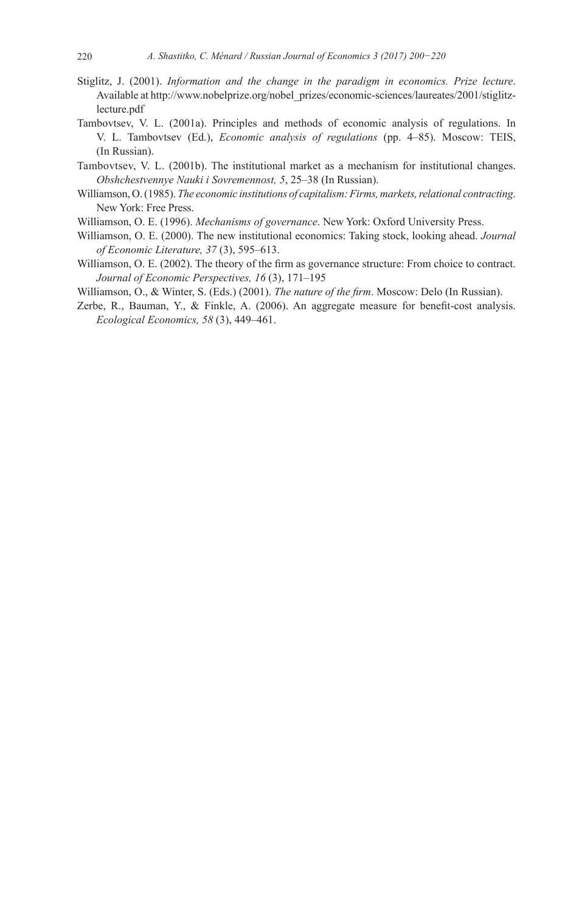Stiglitz, J. (2001). *Information and the change in the paradigm in economics. Prize lecture*. Available at http://www.nobelprize.org/nobel_prizes/economic-sciences/laureates/2001/stiglitz-lecture.pdf

Tambovtsev, V. L. (2001a). Principles and methods of economic analysis of regulations. In V. L. Tambovtsev (Ed.), *Economic analysis of regulations* (pp. 4–85). Moscow: TEIS, (In Russian).

Tambovtsev, V. L. (2001b). The institutional market as a mechanism for institutional changes. *Obshchestvennye Nauki i Sovremennost, 5*, 25–38 (In Russian).

Williamson, O. (1985). *The economic institutions of capitalism: Firms, markets, relational contracting*. New York: Free Press.

Williamson, O. E. (1996). *Mechanisms of governance*. New York: Oxford University Press.

Williamson, O. E. (2000). The new institutional economics: Taking stock, looking ahead. *Journal of Economic Literature, 37* (3), 595–613.

Williamson, O. E. (2002). The theory of the firm as governance structure: From choice to contract. *Journal of Economic Perspectives, 16* (3), 171–195

Williamson, O., & Winter, S. (Eds.) (2001). *The nature of the firm*. Moscow: Delo (In Russian).

Zerbe, R., Bauman, Y., & Finkle, A. (2006). An aggregate measure for benefit-cost analysis. *Ecological Economics, 58* (3), 449–461.